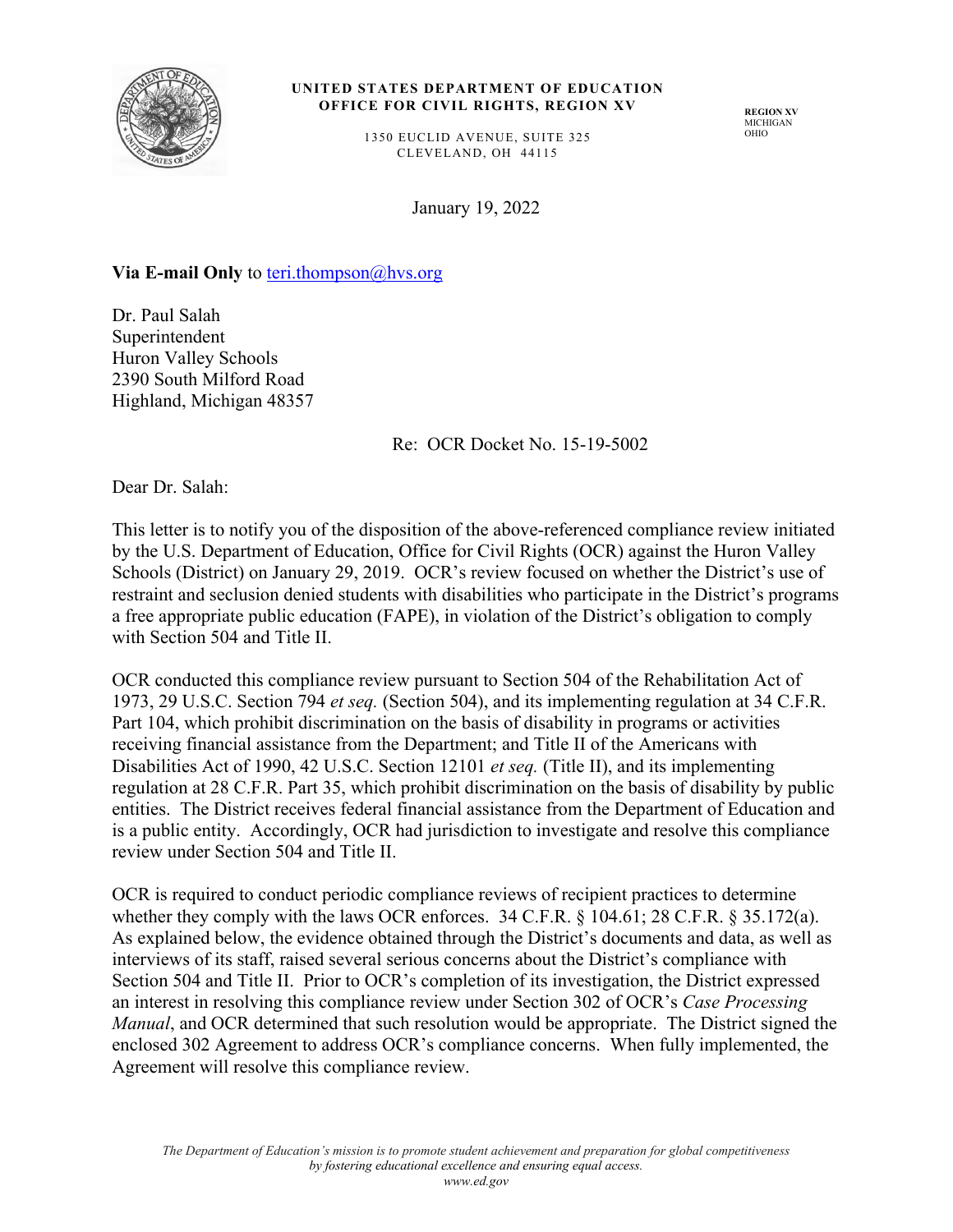**UNITED STATES DEPARTMENT OF EDUCATION**
**OFFICE FOR CIVIL RIGHTS, REGION XV**

1350 EUCLID AVENUE, SUITE 325
CLEVELAND, OH 44115

**REGION XV**
MICHIGAN
OHIO

January 19, 2022

**Via E-mail Only** to teri.thompson@hvs.org

Dr. Paul Salah
Superintendent
Huron Valley Schools
2390 South Milford Road
Highland, Michigan 48357

Re: OCR Docket No. 15-19-5002

Dear Dr. Salah:

This letter is to notify you of the disposition of the above-referenced compliance review initiated by the U.S. Department of Education, Office for Civil Rights (OCR) against the Huron Valley Schools (District) on January 29, 2019. OCR's review focused on whether the District's use of restraint and seclusion denied students with disabilities who participate in the District's programs a free appropriate public education (FAPE), in violation of the District's obligation to comply with Section 504 and Title II.

OCR conducted this compliance review pursuant to Section 504 of the Rehabilitation Act of 1973, 29 U.S.C. Section 794 *et seq.* (Section 504), and its implementing regulation at 34 C.F.R. Part 104, which prohibit discrimination on the basis of disability in programs or activities receiving financial assistance from the Department; and Title II of the Americans with Disabilities Act of 1990, 42 U.S.C. Section 12101 *et seq.* (Title II), and its implementing regulation at 28 C.F.R. Part 35, which prohibit discrimination on the basis of disability by public entities. The District receives federal financial assistance from the Department of Education and is a public entity. Accordingly, OCR had jurisdiction to investigate and resolve this compliance review under Section 504 and Title II.

OCR is required to conduct periodic compliance reviews of recipient practices to determine whether they comply with the laws OCR enforces. 34 C.F.R. § 104.61; 28 C.F.R. § 35.172(a). As explained below, the evidence obtained through the District's documents and data, as well as interviews of its staff, raised several serious concerns about the District's compliance with Section 504 and Title II. Prior to OCR's completion of its investigation, the District expressed an interest in resolving this compliance review under Section 302 of OCR's *Case Processing Manual*, and OCR determined that such resolution would be appropriate. The District signed the enclosed 302 Agreement to address OCR's compliance concerns. When fully implemented, the Agreement will resolve this compliance review.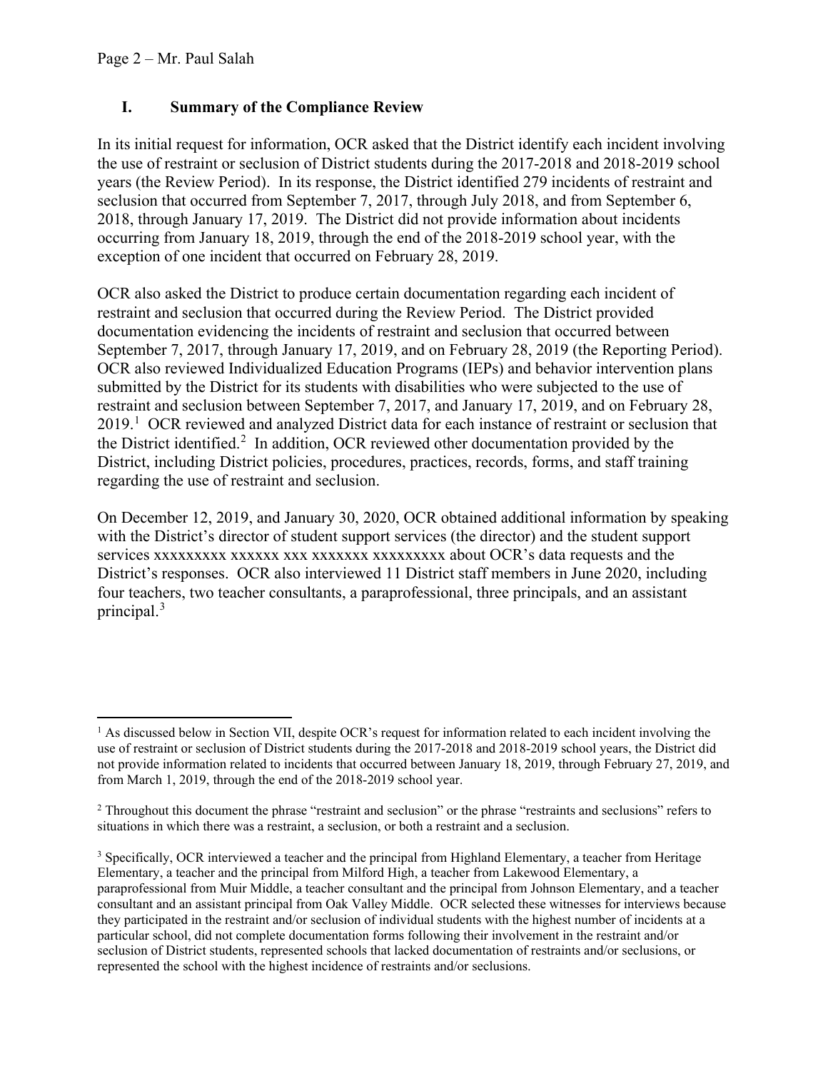## I. Summary of the Compliance Review

In its initial request for information, OCR asked that the District identify each incident involving the use of restraint or seclusion of District students during the 2017-2018 and 2018-2019 school years (the Review Period). In its response, the District identified 279 incidents of restraint and seclusion that occurred from September 7, 2017, through July 2018, and from September 6, 2018, through January 17, 2019. The District did not provide information about incidents occurring from January 18, 2019, through the end of the 2018-2019 school year, with the exception of one incident that occurred on February 28, 2019.

OCR also asked the District to produce certain documentation regarding each incident of restraint and seclusion that occurred during the Review Period. The District provided documentation evidencing the incidents of restraint and seclusion that occurred between September 7, 2017, through January 17, 2019, and on February 28, 2019 (the Reporting Period). OCR also reviewed Individualized Education Programs (IEPs) and behavior intervention plans submitted by the District for its students with disabilities who were subjected to the use of restraint and seclusion between September 7, 2017, and January 17, 2019, and on February 28, 2019.[1] OCR reviewed and analyzed District data for each instance of restraint or seclusion that the District identified.[2] In addition, OCR reviewed other documentation provided by the District, including District policies, procedures, practices, records, forms, and staff training regarding the use of restraint and seclusion.

On December 12, 2019, and January 30, 2020, OCR obtained additional information by speaking with the District's director of student support services (the director) and the student support services xxxxxxxxx xxxxxx xxx xxxxxxx xxxxxxxxx about OCR's data requests and the District's responses. OCR also interviewed 11 District staff members in June 2020, including four teachers, two teacher consultants, a paraprofessional, three principals, and an assistant principal.[3]

---

[1] As discussed below in Section VII, despite OCR's request for information related to each incident involving the use of restraint or seclusion of District students during the 2017-2018 and 2018-2019 school years, the District did not provide information related to incidents that occurred between January 18, 2019, through February 27, 2019, and from March 1, 2019, through the end of the 2018-2019 school year.

[2] Throughout this document the phrase "restraint and seclusion" or the phrase "restraints and seclusions" refers to situations in which there was a restraint, a seclusion, or both a restraint and a seclusion.

[3] Specifically, OCR interviewed a teacher and the principal from Highland Elementary, a teacher from Heritage Elementary, a teacher and the principal from Milford High, a teacher from Lakewood Elementary, a paraprofessional from Muir Middle, a teacher consultant and the principal from Johnson Elementary, and a teacher consultant and an assistant principal from Oak Valley Middle. OCR selected these witnesses for interviews because they participated in the restraint and/or seclusion of individual students with the highest number of incidents at a particular school, did not complete documentation forms following their involvement in the restraint and/or seclusion of District students, represented schools that lacked documentation of restraints and/or seclusions, or represented the school with the highest incidence of restraints and/or seclusions.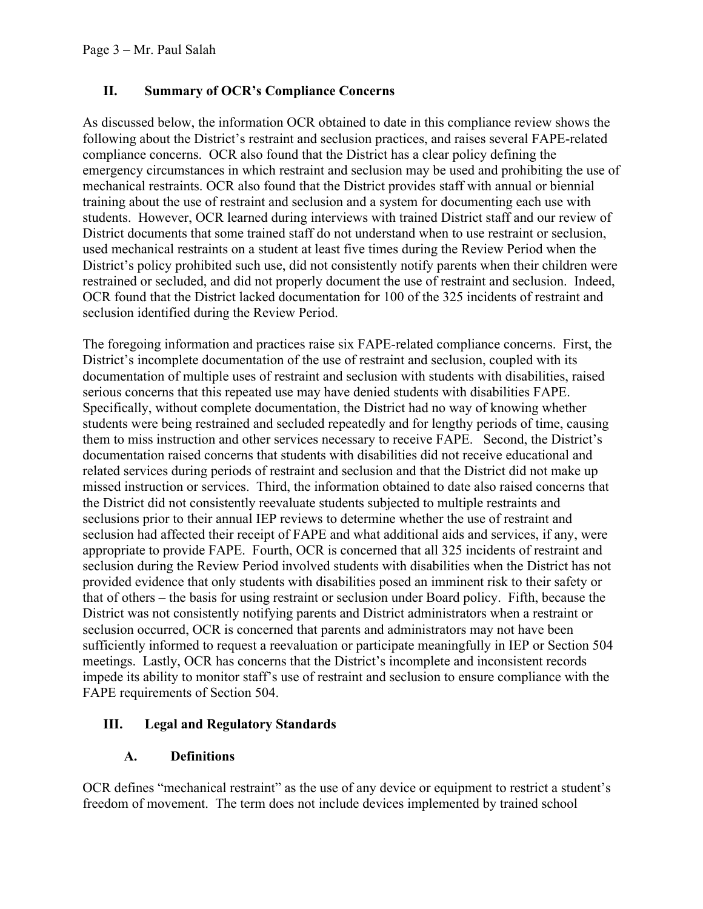## II. Summary of OCR's Compliance Concerns

As discussed below, the information OCR obtained to date in this compliance review shows the following about the District's restraint and seclusion practices, and raises several FAPE-related compliance concerns. OCR also found that the District has a clear policy defining the emergency circumstances in which restraint and seclusion may be used and prohibiting the use of mechanical restraints. OCR also found that the District provides staff with annual or biennial training about the use of restraint and seclusion and a system for documenting each use with students. However, OCR learned during interviews with trained District staff and our review of District documents that some trained staff do not understand when to use restraint or seclusion, used mechanical restraints on a student at least five times during the Review Period when the District's policy prohibited such use, did not consistently notify parents when their children were restrained or secluded, and did not properly document the use of restraint and seclusion. Indeed, OCR found that the District lacked documentation for 100 of the 325 incidents of restraint and seclusion identified during the Review Period.

The foregoing information and practices raise six FAPE-related compliance concerns. First, the District's incomplete documentation of the use of restraint and seclusion, coupled with its documentation of multiple uses of restraint and seclusion with students with disabilities, raised serious concerns that this repeated use may have denied students with disabilities FAPE. Specifically, without complete documentation, the District had no way of knowing whether students were being restrained and secluded repeatedly and for lengthy periods of time, causing them to miss instruction and other services necessary to receive FAPE. Second, the District's documentation raised concerns that students with disabilities did not receive educational and related services during periods of restraint and seclusion and that the District did not make up missed instruction or services. Third, the information obtained to date also raised concerns that the District did not consistently reevaluate students subjected to multiple restraints and seclusions prior to their annual IEP reviews to determine whether the use of restraint and seclusion had affected their receipt of FAPE and what additional aids and services, if any, were appropriate to provide FAPE. Fourth, OCR is concerned that all 325 incidents of restraint and seclusion during the Review Period involved students with disabilities when the District has not provided evidence that only students with disabilities posed an imminent risk to their safety or that of others – the basis for using restraint or seclusion under Board policy. Fifth, because the District was not consistently notifying parents and District administrators when a restraint or seclusion occurred, OCR is concerned that parents and administrators may not have been sufficiently informed to request a reevaluation or participate meaningfully in IEP or Section 504 meetings. Lastly, OCR has concerns that the District's incomplete and inconsistent records impede its ability to monitor staff's use of restraint and seclusion to ensure compliance with the FAPE requirements of Section 504.

## III. Legal and Regulatory Standards

### A. Definitions

OCR defines "mechanical restraint" as the use of any device or equipment to restrict a student's freedom of movement. The term does not include devices implemented by trained school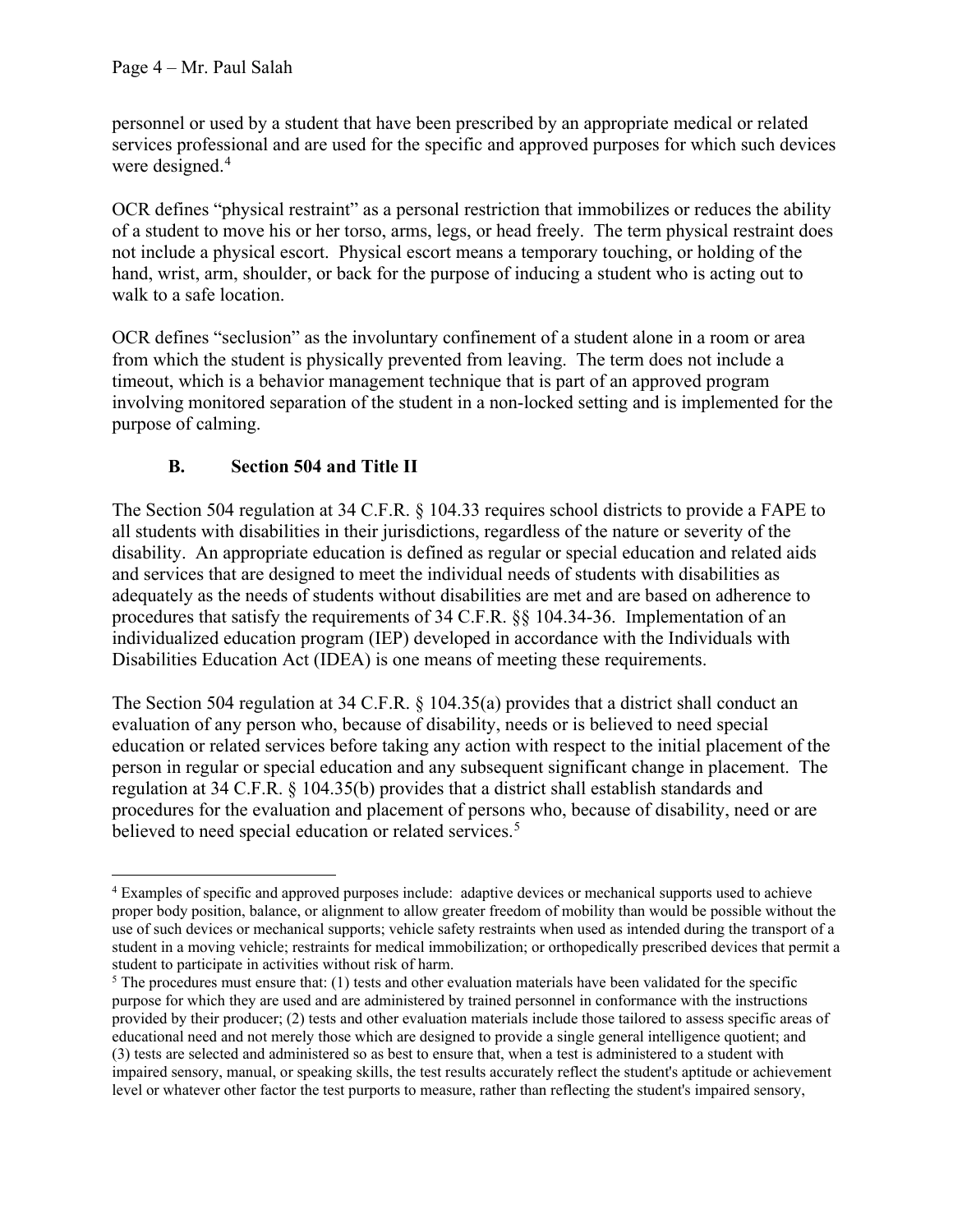personnel or used by a student that have been prescribed by an appropriate medical or related services professional and are used for the specific and approved purposes for which such devices were designed.[4]

OCR defines "physical restraint" as a personal restriction that immobilizes or reduces the ability of a student to move his or her torso, arms, legs, or head freely. The term physical restraint does not include a physical escort. Physical escort means a temporary touching, or holding of the hand, wrist, arm, shoulder, or back for the purpose of inducing a student who is acting out to walk to a safe location.

OCR defines "seclusion" as the involuntary confinement of a student alone in a room or area from which the student is physically prevented from leaving. The term does not include a timeout, which is a behavior management technique that is part of an approved program involving monitored separation of the student in a non-locked setting and is implemented for the purpose of calming.

### B. Section 504 and Title II

The Section 504 regulation at 34 C.F.R. § 104.33 requires school districts to provide a FAPE to all students with disabilities in their jurisdictions, regardless of the nature or severity of the disability. An appropriate education is defined as regular or special education and related aids and services that are designed to meet the individual needs of students with disabilities as adequately as the needs of students without disabilities are met and are based on adherence to procedures that satisfy the requirements of 34 C.F.R. §§ 104.34-36. Implementation of an individualized education program (IEP) developed in accordance with the Individuals with Disabilities Education Act (IDEA) is one means of meeting these requirements.

The Section 504 regulation at 34 C.F.R. § 104.35(a) provides that a district shall conduct an evaluation of any person who, because of disability, needs or is believed to need special education or related services before taking any action with respect to the initial placement of the person in regular or special education and any subsequent significant change in placement. The regulation at 34 C.F.R. § 104.35(b) provides that a district shall establish standards and procedures for the evaluation and placement of persons who, because of disability, need or are believed to need special education or related services.[5]

---

[4] Examples of specific and approved purposes include: adaptive devices or mechanical supports used to achieve proper body position, balance, or alignment to allow greater freedom of mobility than would be possible without the use of such devices or mechanical supports; vehicle safety restraints when used as intended during the transport of a student in a moving vehicle; restraints for medical immobilization; or orthopedically prescribed devices that permit a student to participate in activities without risk of harm.

[5] The procedures must ensure that: (1) tests and other evaluation materials have been validated for the specific purpose for which they are used and are administered by trained personnel in conformance with the instructions provided by their producer; (2) tests and other evaluation materials include those tailored to assess specific areas of educational need and not merely those which are designed to provide a single general intelligence quotient; and (3) tests are selected and administered so as best to ensure that, when a test is administered to a student with impaired sensory, manual, or speaking skills, the test results accurately reflect the student's aptitude or achievement level or whatever other factor the test purports to measure, rather than reflecting the student's impaired sensory,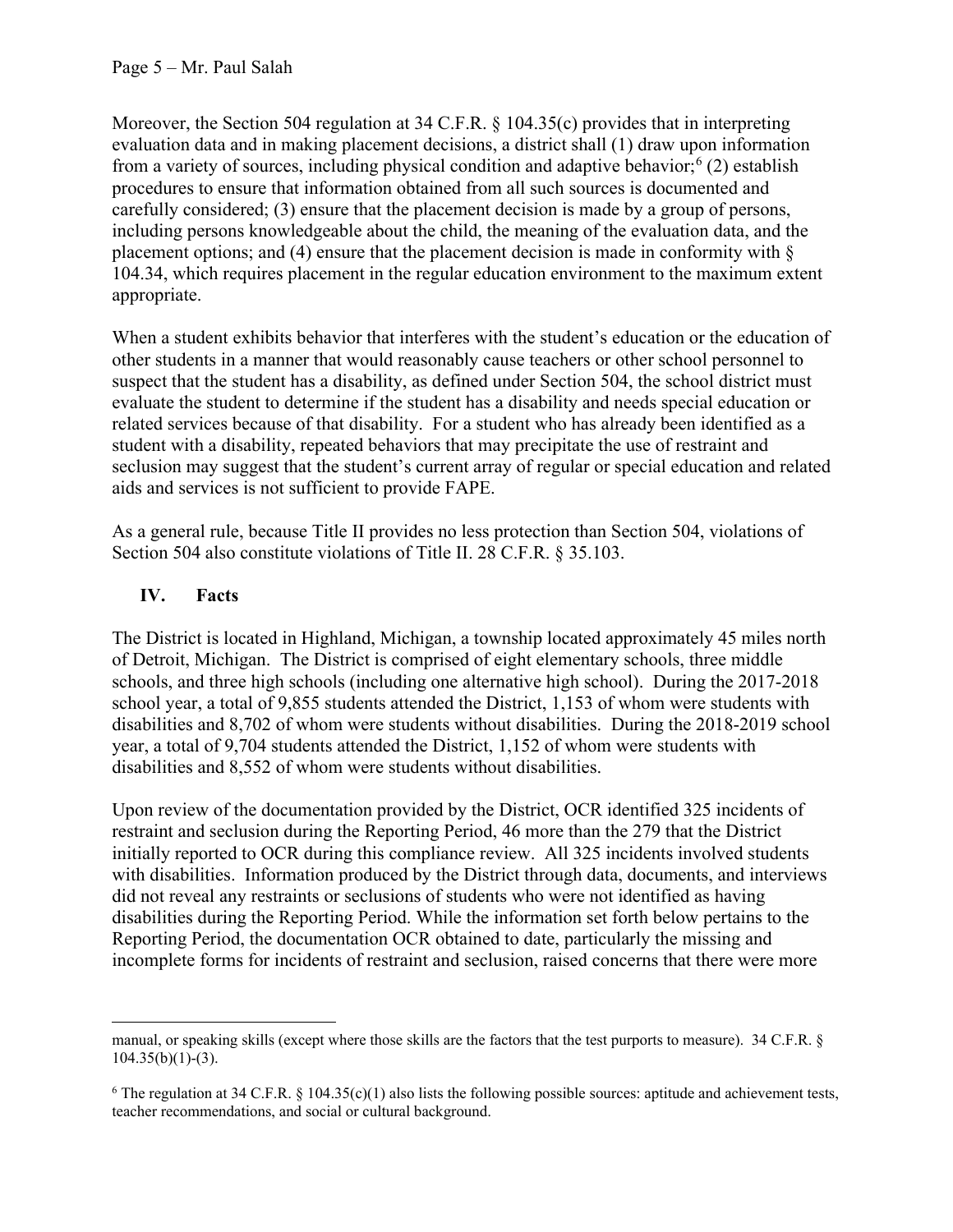Moreover, the Section 504 regulation at 34 C.F.R. § 104.35(c) provides that in interpreting evaluation data and in making placement decisions, a district shall (1) draw upon information from a variety of sources, including physical condition and adaptive behavior;[6] (2) establish procedures to ensure that information obtained from all such sources is documented and carefully considered; (3) ensure that the placement decision is made by a group of persons, including persons knowledgeable about the child, the meaning of the evaluation data, and the placement options; and (4) ensure that the placement decision is made in conformity with § 104.34, which requires placement in the regular education environment to the maximum extent appropriate.

When a student exhibits behavior that interferes with the student's education or the education of other students in a manner that would reasonably cause teachers or other school personnel to suspect that the student has a disability, as defined under Section 504, the school district must evaluate the student to determine if the student has a disability and needs special education or related services because of that disability. For a student who has already been identified as a student with a disability, repeated behaviors that may precipitate the use of restraint and seclusion may suggest that the student's current array of regular or special education and related aids and services is not sufficient to provide FAPE.

As a general rule, because Title II provides no less protection than Section 504, violations of Section 504 also constitute violations of Title II. 28 C.F.R. § 35.103.

## IV. Facts

The District is located in Highland, Michigan, a township located approximately 45 miles north of Detroit, Michigan. The District is comprised of eight elementary schools, three middle schools, and three high schools (including one alternative high school). During the 2017-2018 school year, a total of 9,855 students attended the District, 1,153 of whom were students with disabilities and 8,702 of whom were students without disabilities. During the 2018-2019 school year, a total of 9,704 students attended the District, 1,152 of whom were students with disabilities and 8,552 of whom were students without disabilities.

Upon review of the documentation provided by the District, OCR identified 325 incidents of restraint and seclusion during the Reporting Period, 46 more than the 279 that the District initially reported to OCR during this compliance review. All 325 incidents involved students with disabilities. Information produced by the District through data, documents, and interviews did not reveal any restraints or seclusions of students who were not identified as having disabilities during the Reporting Period. While the information set forth below pertains to the Reporting Period, the documentation OCR obtained to date, particularly the missing and incomplete forms for incidents of restraint and seclusion, raised concerns that there were more

---

manual, or speaking skills (except where those skills are the factors that the test purports to measure). 34 C.F.R. § 104.35(b)(1)-(3).

[6] The regulation at 34 C.F.R. § 104.35(c)(1) also lists the following possible sources: aptitude and achievement tests, teacher recommendations, and social or cultural background.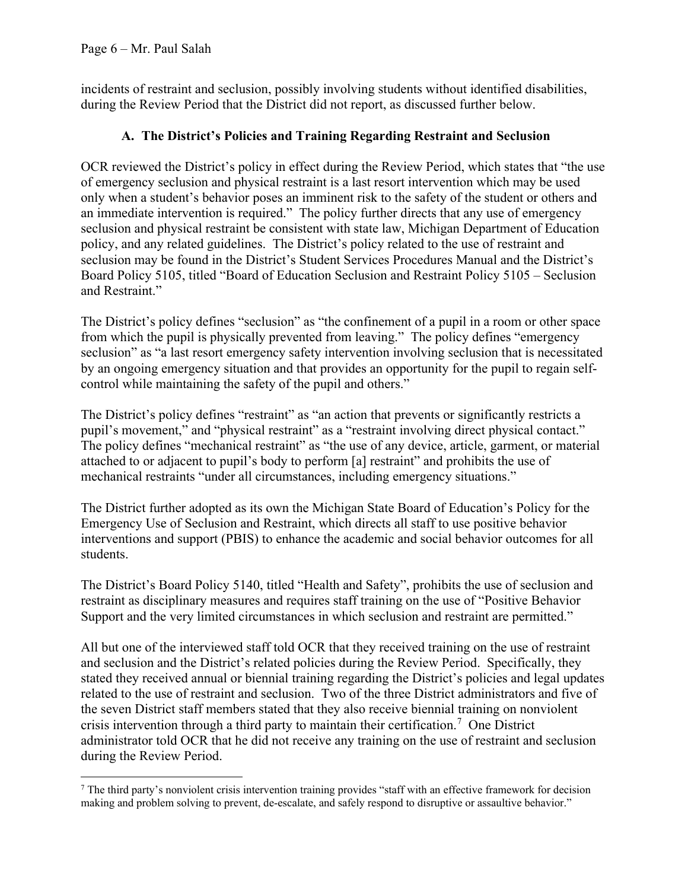incidents of restraint and seclusion, possibly involving students without identified disabilities, during the Review Period that the District did not report, as discussed further below.

### A. The District's Policies and Training Regarding Restraint and Seclusion

OCR reviewed the District's policy in effect during the Review Period, which states that "the use of emergency seclusion and physical restraint is a last resort intervention which may be used only when a student's behavior poses an imminent risk to the safety of the student or others and an immediate intervention is required." The policy further directs that any use of emergency seclusion and physical restraint be consistent with state law, Michigan Department of Education policy, and any related guidelines. The District's policy related to the use of restraint and seclusion may be found in the District's Student Services Procedures Manual and the District's Board Policy 5105, titled "Board of Education Seclusion and Restraint Policy 5105 – Seclusion and Restraint."

The District's policy defines "seclusion" as "the confinement of a pupil in a room or other space from which the pupil is physically prevented from leaving." The policy defines "emergency seclusion" as "a last resort emergency safety intervention involving seclusion that is necessitated by an ongoing emergency situation and that provides an opportunity for the pupil to regain self-control while maintaining the safety of the pupil and others."

The District's policy defines "restraint" as "an action that prevents or significantly restricts a pupil's movement," and "physical restraint" as a "restraint involving direct physical contact." The policy defines "mechanical restraint" as "the use of any device, article, garment, or material attached to or adjacent to pupil's body to perform [a] restraint" and prohibits the use of mechanical restraints "under all circumstances, including emergency situations."

The District further adopted as its own the Michigan State Board of Education's Policy for the Emergency Use of Seclusion and Restraint, which directs all staff to use positive behavior interventions and support (PBIS) to enhance the academic and social behavior outcomes for all students.

The District's Board Policy 5140, titled "Health and Safety", prohibits the use of seclusion and restraint as disciplinary measures and requires staff training on the use of "Positive Behavior Support and the very limited circumstances in which seclusion and restraint are permitted."

All but one of the interviewed staff told OCR that they received training on the use of restraint and seclusion and the District's related policies during the Review Period. Specifically, they stated they received annual or biennial training regarding the District's policies and legal updates related to the use of restraint and seclusion. Two of the three District administrators and five of the seven District staff members stated that they also receive biennial training on nonviolent crisis intervention through a third party to maintain their certification.[7] One District administrator told OCR that he did not receive any training on the use of restraint and seclusion during the Review Period.

[7] The third party's nonviolent crisis intervention training provides "staff with an effective framework for decision making and problem solving to prevent, de-escalate, and safely respond to disruptive or assaultive behavior."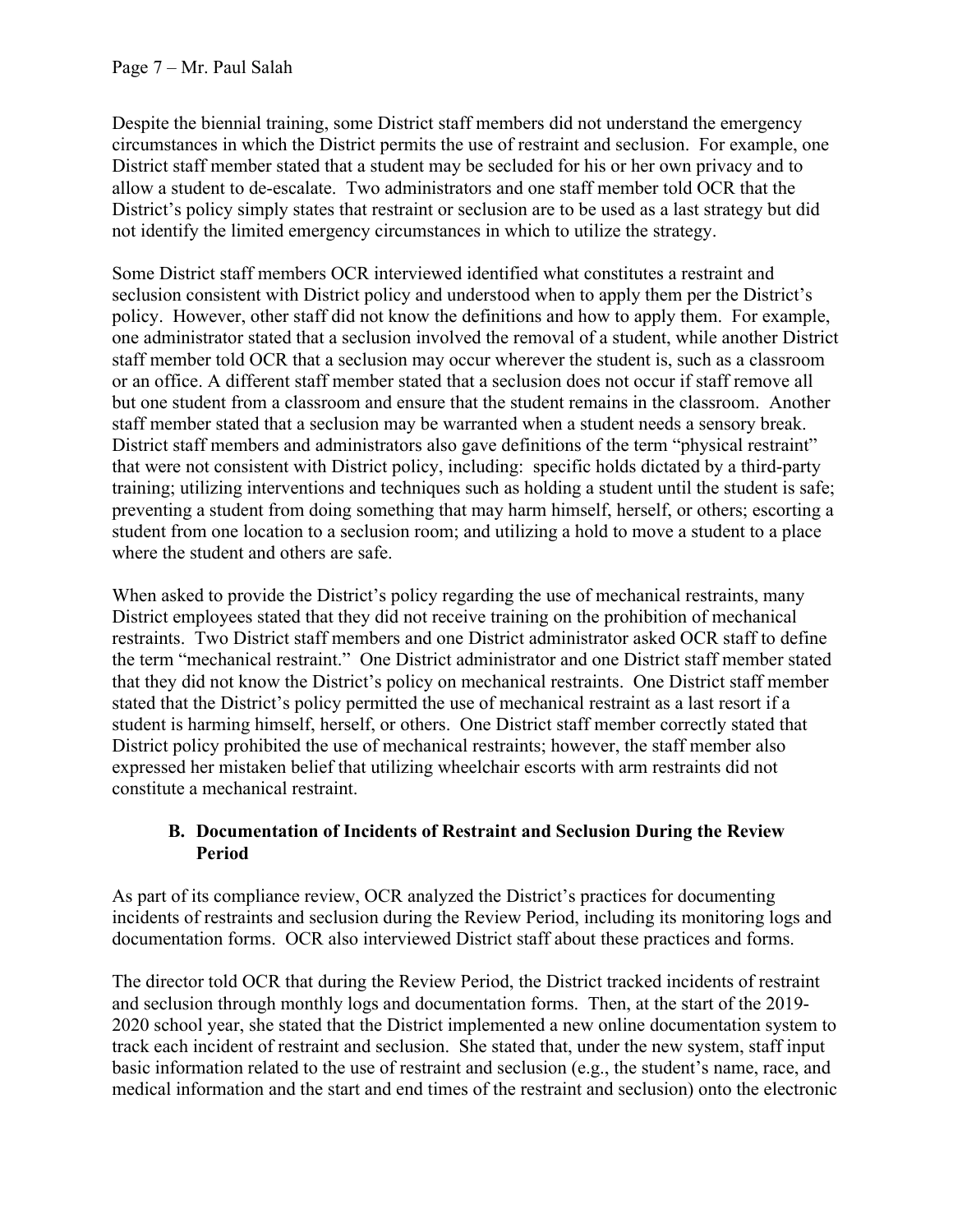Despite the biennial training, some District staff members did not understand the emergency circumstances in which the District permits the use of restraint and seclusion. For example, one District staff member stated that a student may be secluded for his or her own privacy and to allow a student to de-escalate. Two administrators and one staff member told OCR that the District's policy simply states that restraint or seclusion are to be used as a last strategy but did not identify the limited emergency circumstances in which to utilize the strategy.

Some District staff members OCR interviewed identified what constitutes a restraint and seclusion consistent with District policy and understood when to apply them per the District's policy. However, other staff did not know the definitions and how to apply them. For example, one administrator stated that a seclusion involved the removal of a student, while another District staff member told OCR that a seclusion may occur wherever the student is, such as a classroom or an office. A different staff member stated that a seclusion does not occur if staff remove all but one student from a classroom and ensure that the student remains in the classroom. Another staff member stated that a seclusion may be warranted when a student needs a sensory break. District staff members and administrators also gave definitions of the term "physical restraint" that were not consistent with District policy, including: specific holds dictated by a third-party training; utilizing interventions and techniques such as holding a student until the student is safe; preventing a student from doing something that may harm himself, herself, or others; escorting a student from one location to a seclusion room; and utilizing a hold to move a student to a place where the student and others are safe.

When asked to provide the District's policy regarding the use of mechanical restraints, many District employees stated that they did not receive training on the prohibition of mechanical restraints. Two District staff members and one District administrator asked OCR staff to define the term "mechanical restraint." One District administrator and one District staff member stated that they did not know the District's policy on mechanical restraints. One District staff member stated that the District's policy permitted the use of mechanical restraint as a last resort if a student is harming himself, herself, or others. One District staff member correctly stated that District policy prohibited the use of mechanical restraints; however, the staff member also expressed her mistaken belief that utilizing wheelchair escorts with arm restraints did not constitute a mechanical restraint.

### B. Documentation of Incidents of Restraint and Seclusion During the Review Period

As part of its compliance review, OCR analyzed the District's practices for documenting incidents of restraints and seclusion during the Review Period, including its monitoring logs and documentation forms. OCR also interviewed District staff about these practices and forms.

The director told OCR that during the Review Period, the District tracked incidents of restraint and seclusion through monthly logs and documentation forms. Then, at the start of the 2019-2020 school year, she stated that the District implemented a new online documentation system to track each incident of restraint and seclusion. She stated that, under the new system, staff input basic information related to the use of restraint and seclusion (e.g., the student's name, race, and medical information and the start and end times of the restraint and seclusion) onto the electronic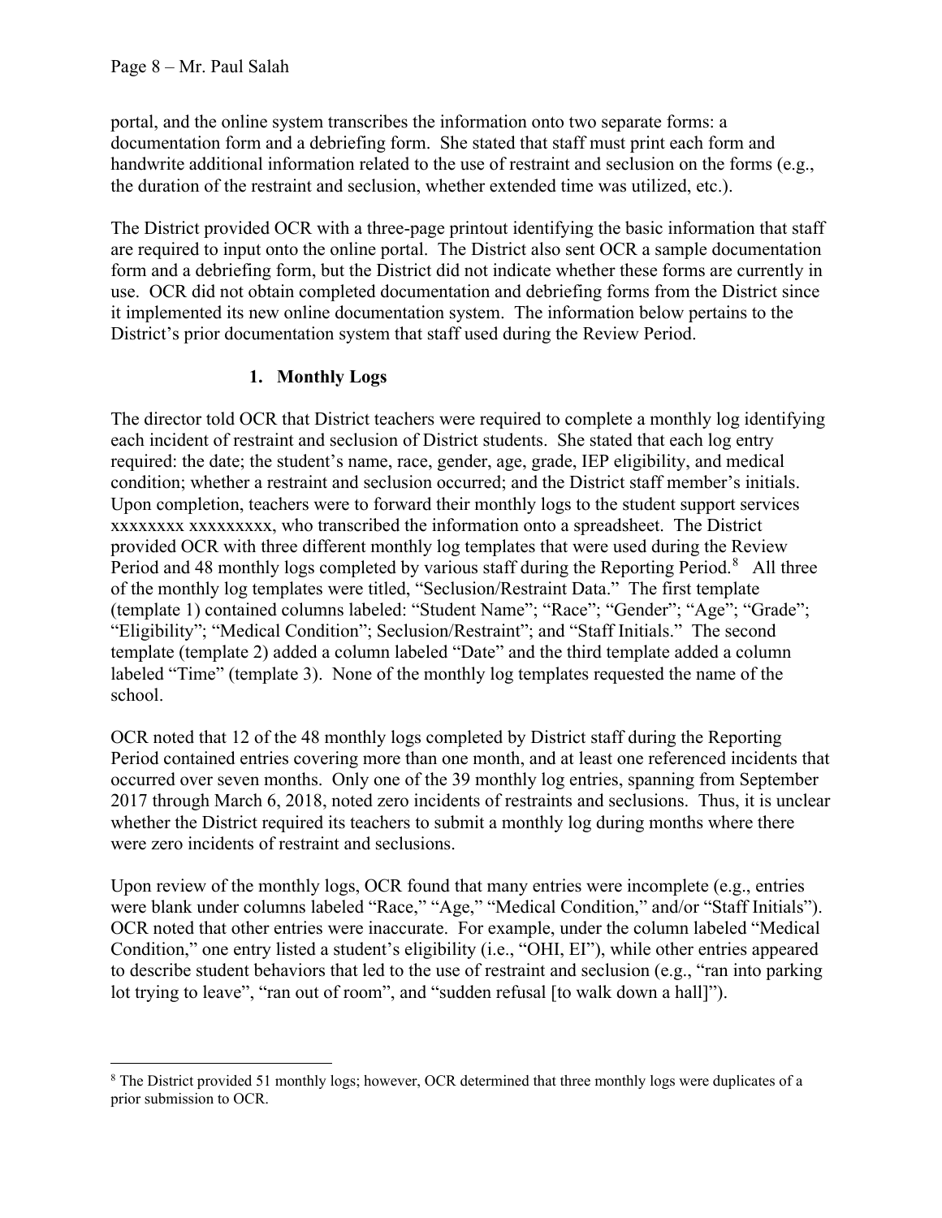portal, and the online system transcribes the information onto two separate forms: a documentation form and a debriefing form. She stated that staff must print each form and handwrite additional information related to the use of restraint and seclusion on the forms (e.g., the duration of the restraint and seclusion, whether extended time was utilized, etc.).

The District provided OCR with a three-page printout identifying the basic information that staff are required to input onto the online portal. The District also sent OCR a sample documentation form and a debriefing form, but the District did not indicate whether these forms are currently in use. OCR did not obtain completed documentation and debriefing forms from the District since it implemented its new online documentation system. The information below pertains to the District's prior documentation system that staff used during the Review Period.

### 1. Monthly Logs

The director told OCR that District teachers were required to complete a monthly log identifying each incident of restraint and seclusion of District students. She stated that each log entry required: the date; the student's name, race, gender, age, grade, IEP eligibility, and medical condition; whether a restraint and seclusion occurred; and the District staff member's initials. Upon completion, teachers were to forward their monthly logs to the student support services xxxxxxxx xxxxxxxxx, who transcribed the information onto a spreadsheet. The District provided OCR with three different monthly log templates that were used during the Review Period and 48 monthly logs completed by various staff during the Reporting Period.[8] All three of the monthly log templates were titled, "Seclusion/Restraint Data." The first template (template 1) contained columns labeled: "Student Name"; "Race"; "Gender"; "Age"; "Grade"; "Eligibility"; "Medical Condition"; Seclusion/Restraint"; and "Staff Initials." The second template (template 2) added a column labeled "Date" and the third template added a column labeled "Time" (template 3). None of the monthly log templates requested the name of the school.

OCR noted that 12 of the 48 monthly logs completed by District staff during the Reporting Period contained entries covering more than one month, and at least one referenced incidents that occurred over seven months. Only one of the 39 monthly log entries, spanning from September 2017 through March 6, 2018, noted zero incidents of restraints and seclusions. Thus, it is unclear whether the District required its teachers to submit a monthly log during months where there were zero incidents of restraint and seclusions.

Upon review of the monthly logs, OCR found that many entries were incomplete (e.g., entries were blank under columns labeled "Race," "Age," "Medical Condition," and/or "Staff Initials"). OCR noted that other entries were inaccurate. For example, under the column labeled "Medical Condition," one entry listed a student's eligibility (i.e., "OHI, EI"), while other entries appeared to describe student behaviors that led to the use of restraint and seclusion (e.g., "ran into parking lot trying to leave", "ran out of room", and "sudden refusal [to walk down a hall]").

---

[8] The District provided 51 monthly logs; however, OCR determined that three monthly logs were duplicates of a prior submission to OCR.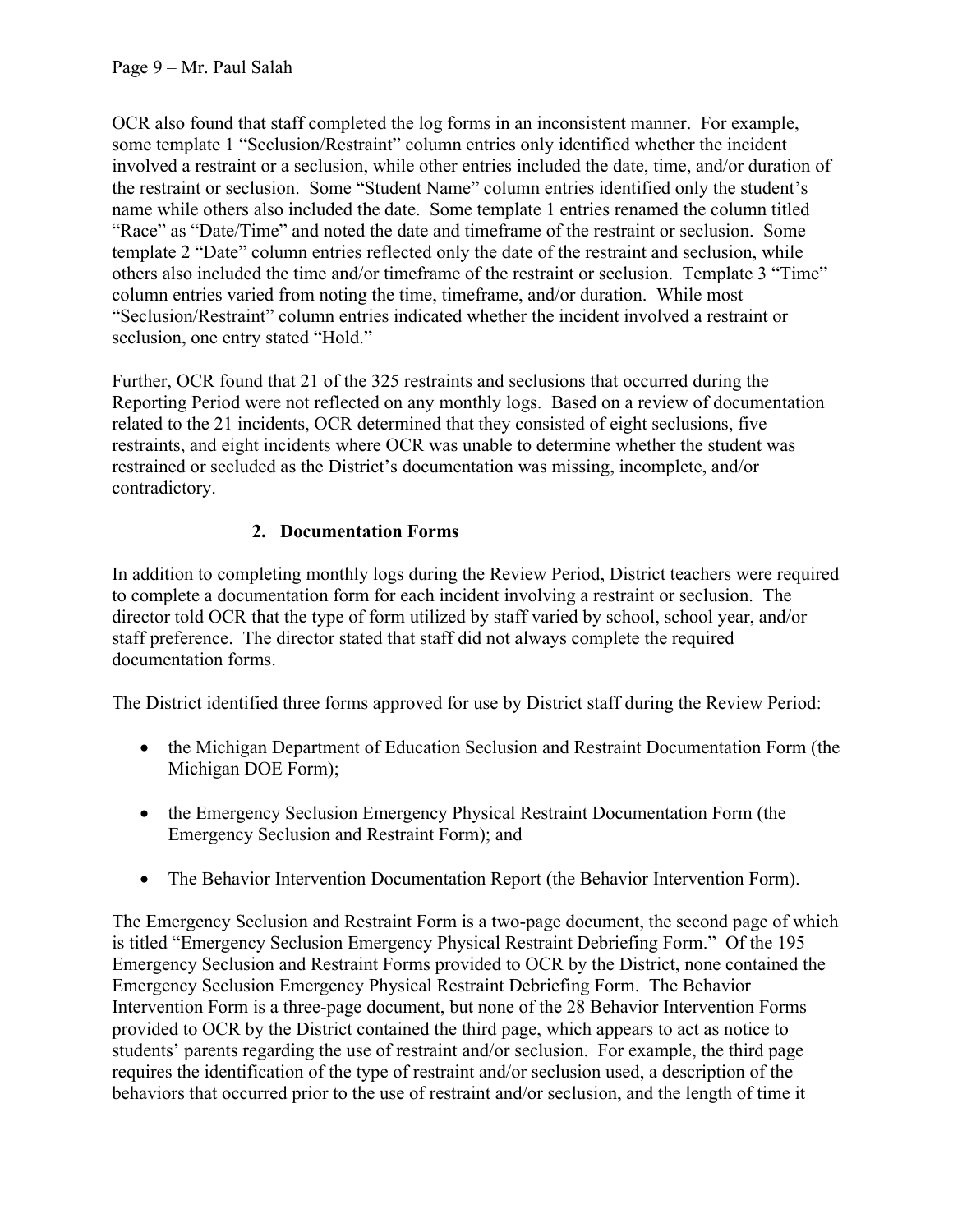OCR also found that staff completed the log forms in an inconsistent manner. For example, some template 1 "Seclusion/Restraint" column entries only identified whether the incident involved a restraint or a seclusion, while other entries included the date, time, and/or duration of the restraint or seclusion. Some "Student Name" column entries identified only the student's name while others also included the date. Some template 1 entries renamed the column titled "Race" as "Date/Time" and noted the date and timeframe of the restraint or seclusion. Some template 2 "Date" column entries reflected only the date of the restraint and seclusion, while others also included the time and/or timeframe of the restraint or seclusion. Template 3 "Time" column entries varied from noting the time, timeframe, and/or duration. While most "Seclusion/Restraint" column entries indicated whether the incident involved a restraint or seclusion, one entry stated "Hold."

Further, OCR found that 21 of the 325 restraints and seclusions that occurred during the Reporting Period were not reflected on any monthly logs. Based on a review of documentation related to the 21 incidents, OCR determined that they consisted of eight seclusions, five restraints, and eight incidents where OCR was unable to determine whether the student was restrained or secluded as the District's documentation was missing, incomplete, and/or contradictory.

### 2. Documentation Forms

In addition to completing monthly logs during the Review Period, District teachers were required to complete a documentation form for each incident involving a restraint or seclusion. The director told OCR that the type of form utilized by staff varied by school, school year, and/or staff preference. The director stated that staff did not always complete the required documentation forms.

The District identified three forms approved for use by District staff during the Review Period:

- the Michigan Department of Education Seclusion and Restraint Documentation Form (the Michigan DOE Form);
- the Emergency Seclusion Emergency Physical Restraint Documentation Form (the Emergency Seclusion and Restraint Form); and
- The Behavior Intervention Documentation Report (the Behavior Intervention Form).

The Emergency Seclusion and Restraint Form is a two-page document, the second page of which is titled "Emergency Seclusion Emergency Physical Restraint Debriefing Form." Of the 195 Emergency Seclusion and Restraint Forms provided to OCR by the District, none contained the Emergency Seclusion Emergency Physical Restraint Debriefing Form. The Behavior Intervention Form is a three-page document, but none of the 28 Behavior Intervention Forms provided to OCR by the District contained the third page, which appears to act as notice to students' parents regarding the use of restraint and/or seclusion. For example, the third page requires the identification of the type of restraint and/or seclusion used, a description of the behaviors that occurred prior to the use of restraint and/or seclusion, and the length of time it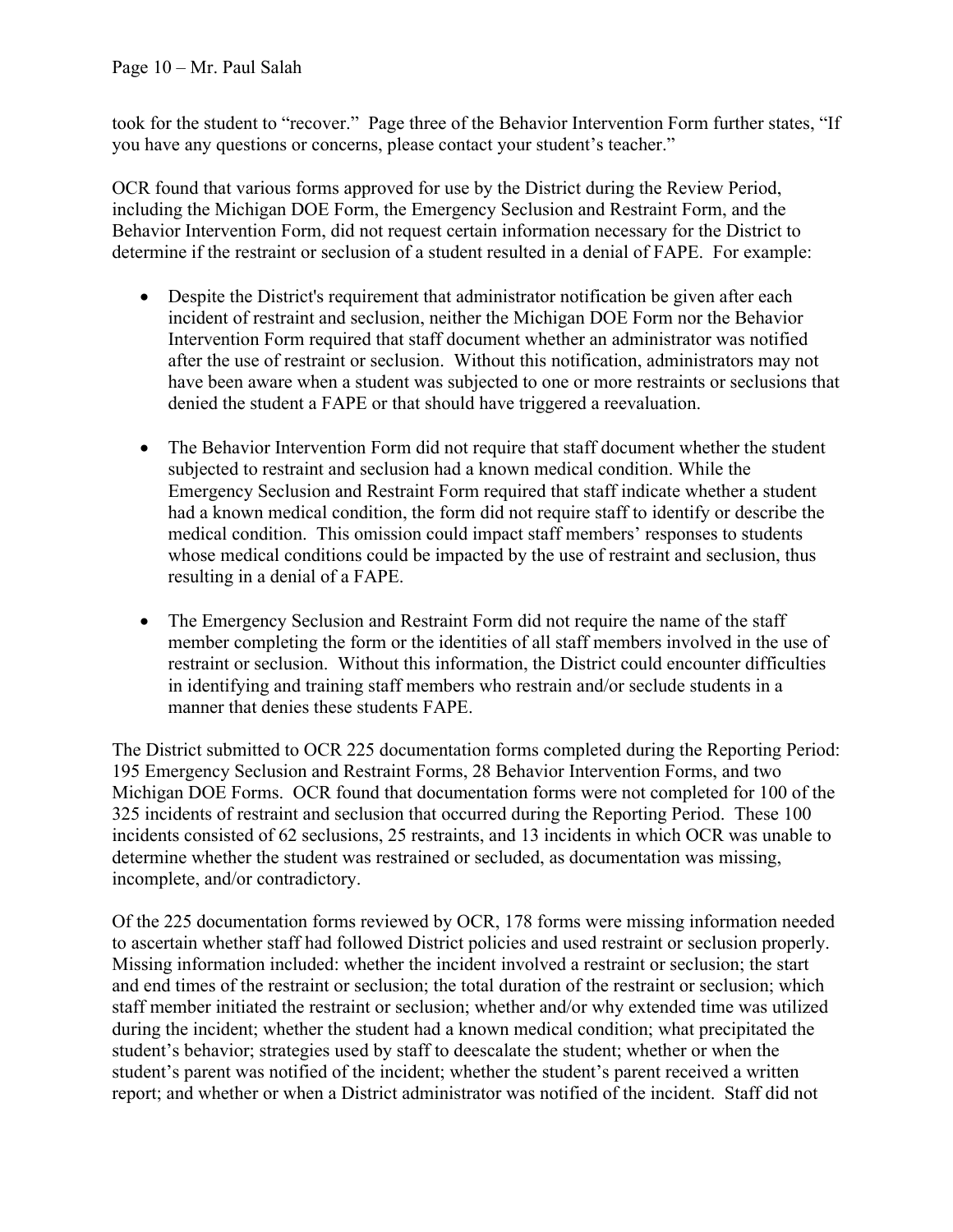took for the student to "recover." Page three of the Behavior Intervention Form further states, "If you have any questions or concerns, please contact your student's teacher."

OCR found that various forms approved for use by the District during the Review Period, including the Michigan DOE Form, the Emergency Seclusion and Restraint Form, and the Behavior Intervention Form, did not request certain information necessary for the District to determine if the restraint or seclusion of a student resulted in a denial of FAPE. For example:

- Despite the District's requirement that administrator notification be given after each incident of restraint and seclusion, neither the Michigan DOE Form nor the Behavior Intervention Form required that staff document whether an administrator was notified after the use of restraint or seclusion. Without this notification, administrators may not have been aware when a student was subjected to one or more restraints or seclusions that denied the student a FAPE or that should have triggered a reevaluation.

- The Behavior Intervention Form did not require that staff document whether the student subjected to restraint and seclusion had a known medical condition. While the Emergency Seclusion and Restraint Form required that staff indicate whether a student had a known medical condition, the form did not require staff to identify or describe the medical condition. This omission could impact staff members' responses to students whose medical conditions could be impacted by the use of restraint and seclusion, thus resulting in a denial of a FAPE.

- The Emergency Seclusion and Restraint Form did not require the name of the staff member completing the form or the identities of all staff members involved in the use of restraint or seclusion. Without this information, the District could encounter difficulties in identifying and training staff members who restrain and/or seclude students in a manner that denies these students FAPE.

The District submitted to OCR 225 documentation forms completed during the Reporting Period: 195 Emergency Seclusion and Restraint Forms, 28 Behavior Intervention Forms, and two Michigan DOE Forms. OCR found that documentation forms were not completed for 100 of the 325 incidents of restraint and seclusion that occurred during the Reporting Period. These 100 incidents consisted of 62 seclusions, 25 restraints, and 13 incidents in which OCR was unable to determine whether the student was restrained or secluded, as documentation was missing, incomplete, and/or contradictory.

Of the 225 documentation forms reviewed by OCR, 178 forms were missing information needed to ascertain whether staff had followed District policies and used restraint or seclusion properly. Missing information included: whether the incident involved a restraint or seclusion; the start and end times of the restraint or seclusion; the total duration of the restraint or seclusion; which staff member initiated the restraint or seclusion; whether and/or why extended time was utilized during the incident; whether the student had a known medical condition; what precipitated the student's behavior; strategies used by staff to deescalate the student; whether or when the student's parent was notified of the incident; whether the student's parent received a written report; and whether or when a District administrator was notified of the incident. Staff did not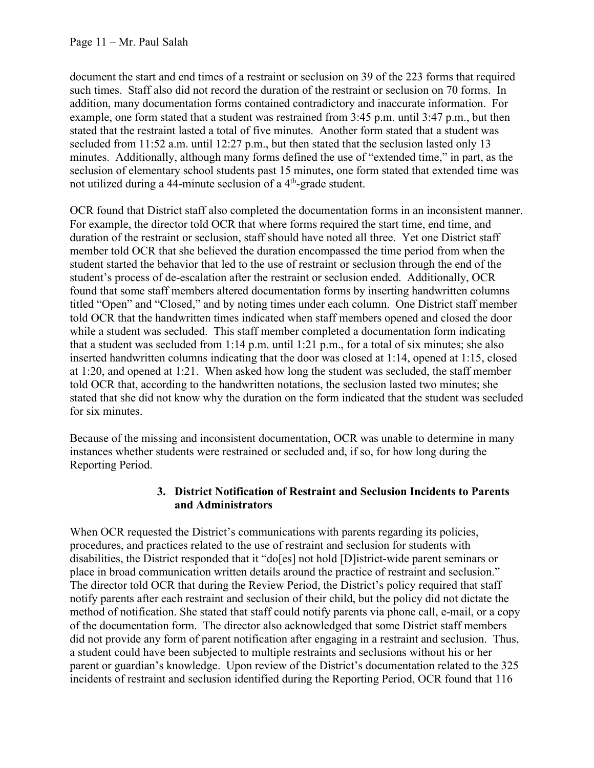document the start and end times of a restraint or seclusion on 39 of the 223 forms that required such times. Staff also did not record the duration of the restraint or seclusion on 70 forms. In addition, many documentation forms contained contradictory and inaccurate information. For example, one form stated that a student was restrained from 3:45 p.m. until 3:47 p.m., but then stated that the restraint lasted a total of five minutes. Another form stated that a student was secluded from 11:52 a.m. until 12:27 p.m., but then stated that the seclusion lasted only 13 minutes. Additionally, although many forms defined the use of "extended time," in part, as the seclusion of elementary school students past 15 minutes, one form stated that extended time was not utilized during a 44-minute seclusion of a 4th-grade student.

OCR found that District staff also completed the documentation forms in an inconsistent manner. For example, the director told OCR that where forms required the start time, end time, and duration of the restraint or seclusion, staff should have noted all three. Yet one District staff member told OCR that she believed the duration encompassed the time period from when the student started the behavior that led to the use of restraint or seclusion through the end of the student's process of de-escalation after the restraint or seclusion ended. Additionally, OCR found that some staff members altered documentation forms by inserting handwritten columns titled "Open" and "Closed," and by noting times under each column. One District staff member told OCR that the handwritten times indicated when staff members opened and closed the door while a student was secluded. This staff member completed a documentation form indicating that a student was secluded from 1:14 p.m. until 1:21 p.m., for a total of six minutes; she also inserted handwritten columns indicating that the door was closed at 1:14, opened at 1:15, closed at 1:20, and opened at 1:21. When asked how long the student was secluded, the staff member told OCR that, according to the handwritten notations, the seclusion lasted two minutes; she stated that she did not know why the duration on the form indicated that the student was secluded for six minutes.

Because of the missing and inconsistent documentation, OCR was unable to determine in many instances whether students were restrained or secluded and, if so, for how long during the Reporting Period.

### 3. District Notification of Restraint and Seclusion Incidents to Parents and Administrators

When OCR requested the District's communications with parents regarding its policies, procedures, and practices related to the use of restraint and seclusion for students with disabilities, the District responded that it "do[es] not hold [D]istrict-wide parent seminars or place in broad communication written details around the practice of restraint and seclusion." The director told OCR that during the Review Period, the District's policy required that staff notify parents after each restraint and seclusion of their child, but the policy did not dictate the method of notification. She stated that staff could notify parents via phone call, e-mail, or a copy of the documentation form. The director also acknowledged that some District staff members did not provide any form of parent notification after engaging in a restraint and seclusion. Thus, a student could have been subjected to multiple restraints and seclusions without his or her parent or guardian's knowledge. Upon review of the District's documentation related to the 325 incidents of restraint and seclusion identified during the Reporting Period, OCR found that 116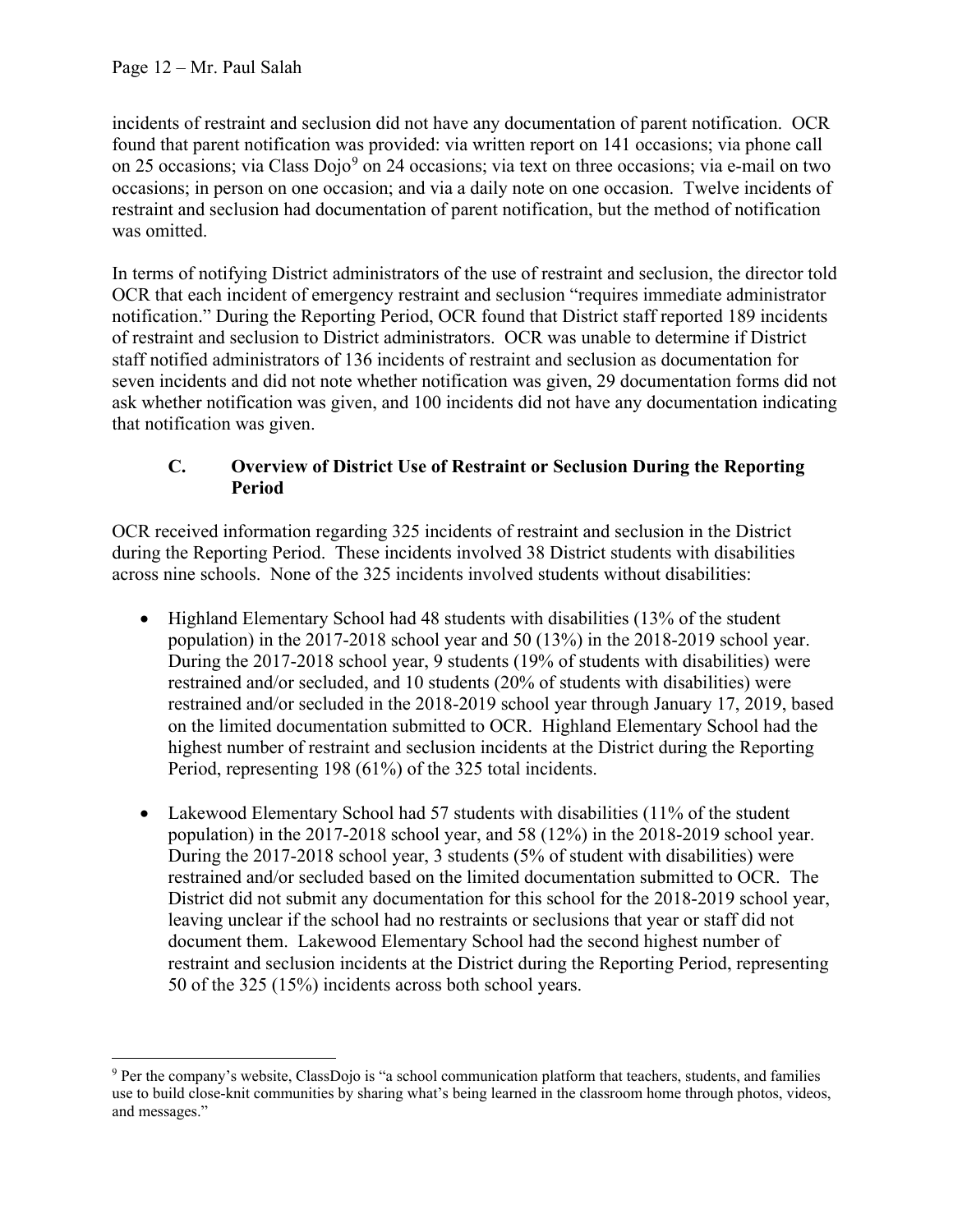incidents of restraint and seclusion did not have any documentation of parent notification. OCR found that parent notification was provided: via written report on 141 occasions; via phone call on 25 occasions; via Class Dojo[9] on 24 occasions; via text on three occasions; via e-mail on two occasions; in person on one occasion; and via a daily note on one occasion. Twelve incidents of restraint and seclusion had documentation of parent notification, but the method of notification was omitted.

In terms of notifying District administrators of the use of restraint and seclusion, the director told OCR that each incident of emergency restraint and seclusion "requires immediate administrator notification." During the Reporting Period, OCR found that District staff reported 189 incidents of restraint and seclusion to District administrators. OCR was unable to determine if District staff notified administrators of 136 incidents of restraint and seclusion as documentation for seven incidents and did not note whether notification was given, 29 documentation forms did not ask whether notification was given, and 100 incidents did not have any documentation indicating that notification was given.

### C. Overview of District Use of Restraint or Seclusion During the Reporting Period

OCR received information regarding 325 incidents of restraint and seclusion in the District during the Reporting Period. These incidents involved 38 District students with disabilities across nine schools. None of the 325 incidents involved students without disabilities:

- Highland Elementary School had 48 students with disabilities (13% of the student population) in the 2017-2018 school year and 50 (13%) in the 2018-2019 school year. During the 2017-2018 school year, 9 students (19% of students with disabilities) were restrained and/or secluded, and 10 students (20% of students with disabilities) were restrained and/or secluded in the 2018-2019 school year through January 17, 2019, based on the limited documentation submitted to OCR. Highland Elementary School had the highest number of restraint and seclusion incidents at the District during the Reporting Period, representing 198 (61%) of the 325 total incidents.

- Lakewood Elementary School had 57 students with disabilities (11% of the student population) in the 2017-2018 school year, and 58 (12%) in the 2018-2019 school year. During the 2017-2018 school year, 3 students (5% of student with disabilities) were restrained and/or secluded based on the limited documentation submitted to OCR. The District did not submit any documentation for this school for the 2018-2019 school year, leaving unclear if the school had no restraints or seclusions that year or staff did not document them. Lakewood Elementary School had the second highest number of restraint and seclusion incidents at the District during the Reporting Period, representing 50 of the 325 (15%) incidents across both school years.

[9] Per the company's website, ClassDojo is "a school communication platform that teachers, students, and families use to build close-knit communities by sharing what's being learned in the classroom home through photos, videos, and messages."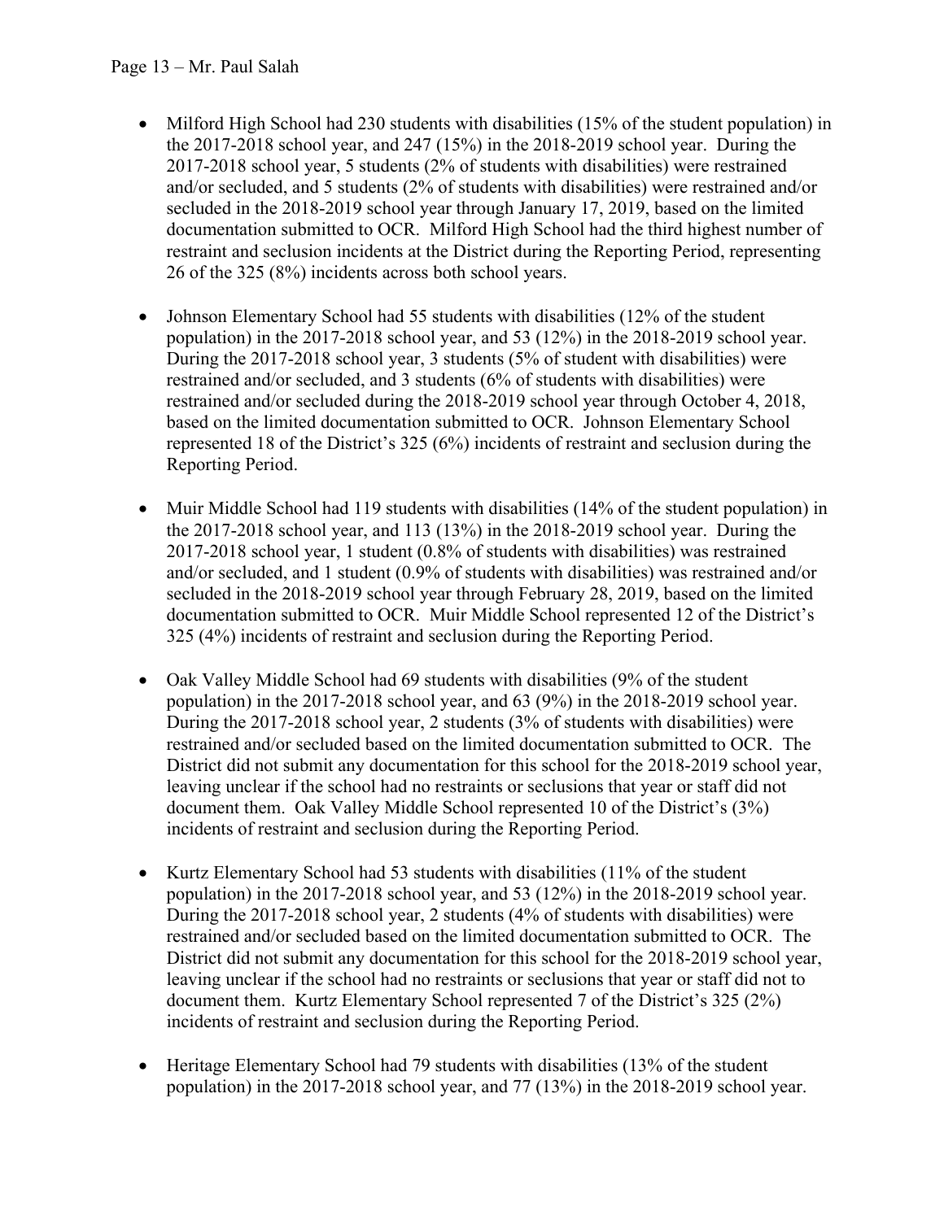- Milford High School had 230 students with disabilities (15% of the student population) in the 2017-2018 school year, and 247 (15%) in the 2018-2019 school year. During the 2017-2018 school year, 5 students (2% of students with disabilities) were restrained and/or secluded, and 5 students (2% of students with disabilities) were restrained and/or secluded in the 2018-2019 school year through January 17, 2019, based on the limited documentation submitted to OCR. Milford High School had the third highest number of restraint and seclusion incidents at the District during the Reporting Period, representing 26 of the 325 (8%) incidents across both school years.

- Johnson Elementary School had 55 students with disabilities (12% of the student population) in the 2017-2018 school year, and 53 (12%) in the 2018-2019 school year. During the 2017-2018 school year, 3 students (5% of student with disabilities) were restrained and/or secluded, and 3 students (6% of students with disabilities) were restrained and/or secluded during the 2018-2019 school year through October 4, 2018, based on the limited documentation submitted to OCR. Johnson Elementary School represented 18 of the District's 325 (6%) incidents of restraint and seclusion during the Reporting Period.

- Muir Middle School had 119 students with disabilities (14% of the student population) in the 2017-2018 school year, and 113 (13%) in the 2018-2019 school year. During the 2017-2018 school year, 1 student (0.8% of students with disabilities) was restrained and/or secluded, and 1 student (0.9% of students with disabilities) was restrained and/or secluded in the 2018-2019 school year through February 28, 2019, based on the limited documentation submitted to OCR. Muir Middle School represented 12 of the District's 325 (4%) incidents of restraint and seclusion during the Reporting Period.

- Oak Valley Middle School had 69 students with disabilities (9% of the student population) in the 2017-2018 school year, and 63 (9%) in the 2018-2019 school year. During the 2017-2018 school year, 2 students (3% of students with disabilities) were restrained and/or secluded based on the limited documentation submitted to OCR. The District did not submit any documentation for this school for the 2018-2019 school year, leaving unclear if the school had no restraints or seclusions that year or staff did not document them. Oak Valley Middle School represented 10 of the District's (3%) incidents of restraint and seclusion during the Reporting Period.

- Kurtz Elementary School had 53 students with disabilities (11% of the student population) in the 2017-2018 school year, and 53 (12%) in the 2018-2019 school year. During the 2017-2018 school year, 2 students (4% of students with disabilities) were restrained and/or secluded based on the limited documentation submitted to OCR. The District did not submit any documentation for this school for the 2018-2019 school year, leaving unclear if the school had no restraints or seclusions that year or staff did not to document them. Kurtz Elementary School represented 7 of the District's 325 (2%) incidents of restraint and seclusion during the Reporting Period.

- Heritage Elementary School had 79 students with disabilities (13% of the student population) in the 2017-2018 school year, and 77 (13%) in the 2018-2019 school year.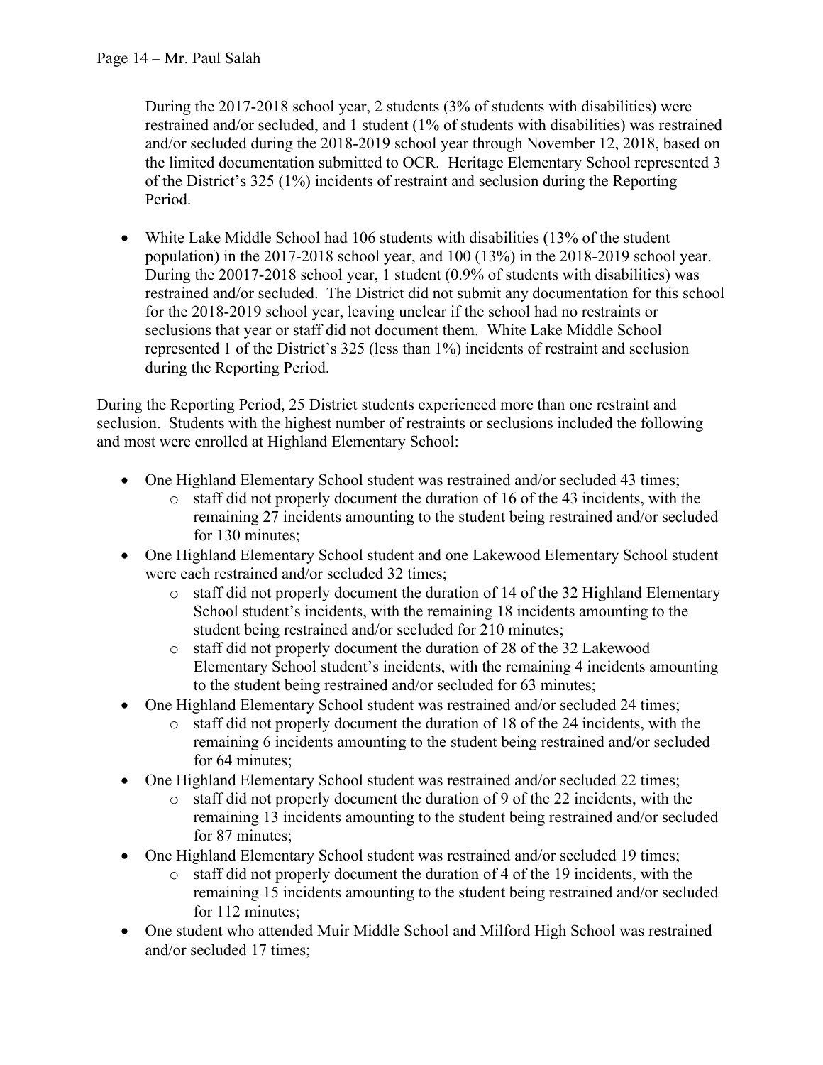During the 2017-2018 school year, 2 students (3% of students with disabilities) were restrained and/or secluded, and 1 student (1% of students with disabilities) was restrained and/or secluded during the 2018-2019 school year through November 12, 2018, based on the limited documentation submitted to OCR. Heritage Elementary School represented 3 of the District's 325 (1%) incidents of restraint and seclusion during the Reporting Period.

- White Lake Middle School had 106 students with disabilities (13% of the student population) in the 2017-2018 school year, and 100 (13%) in the 2018-2019 school year. During the 20017-2018 school year, 1 student (0.9% of students with disabilities) was restrained and/or secluded. The District did not submit any documentation for this school for the 2018-2019 school year, leaving unclear if the school had no restraints or seclusions that year or staff did not document them. White Lake Middle School represented 1 of the District's 325 (less than 1%) incidents of restraint and seclusion during the Reporting Period.

During the Reporting Period, 25 District students experienced more than one restraint and seclusion. Students with the highest number of restraints or seclusions included the following and most were enrolled at Highland Elementary School:

- One Highland Elementary School student was restrained and/or secluded 43 times;
  - staff did not properly document the duration of 16 of the 43 incidents, with the remaining 27 incidents amounting to the student being restrained and/or secluded for 130 minutes;
- One Highland Elementary School student and one Lakewood Elementary School student were each restrained and/or secluded 32 times;
  - staff did not properly document the duration of 14 of the 32 Highland Elementary School student's incidents, with the remaining 18 incidents amounting to the student being restrained and/or secluded for 210 minutes;
  - staff did not properly document the duration of 28 of the 32 Lakewood Elementary School student's incidents, with the remaining 4 incidents amounting to the student being restrained and/or secluded for 63 minutes;
- One Highland Elementary School student was restrained and/or secluded 24 times;
  - staff did not properly document the duration of 18 of the 24 incidents, with the remaining 6 incidents amounting to the student being restrained and/or secluded for 64 minutes;
- One Highland Elementary School student was restrained and/or secluded 22 times;
  - staff did not properly document the duration of 9 of the 22 incidents, with the remaining 13 incidents amounting to the student being restrained and/or secluded for 87 minutes;
- One Highland Elementary School student was restrained and/or secluded 19 times;
  - staff did not properly document the duration of 4 of the 19 incidents, with the remaining 15 incidents amounting to the student being restrained and/or secluded for 112 minutes;
- One student who attended Muir Middle School and Milford High School was restrained and/or secluded 17 times;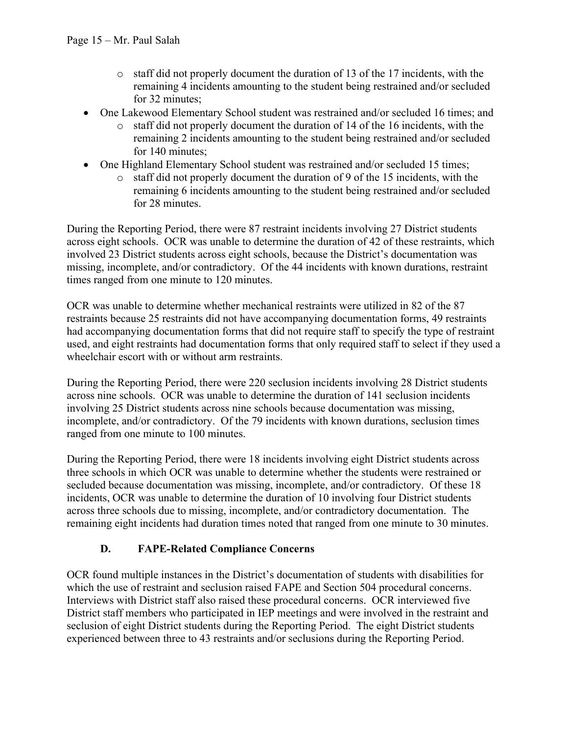- staff did not properly document the duration of 13 of the 17 incidents, with the remaining 4 incidents amounting to the student being restrained and/or secluded for 32 minutes;
- One Lakewood Elementary School student was restrained and/or secluded 16 times; and
  - staff did not properly document the duration of 14 of the 16 incidents, with the remaining 2 incidents amounting to the student being restrained and/or secluded for 140 minutes;
- One Highland Elementary School student was restrained and/or secluded 15 times;
  - staff did not properly document the duration of 9 of the 15 incidents, with the remaining 6 incidents amounting to the student being restrained and/or secluded for 28 minutes.

During the Reporting Period, there were 87 restraint incidents involving 27 District students across eight schools. OCR was unable to determine the duration of 42 of these restraints, which involved 23 District students across eight schools, because the District's documentation was missing, incomplete, and/or contradictory. Of the 44 incidents with known durations, restraint times ranged from one minute to 120 minutes.

OCR was unable to determine whether mechanical restraints were utilized in 82 of the 87 restraints because 25 restraints did not have accompanying documentation forms, 49 restraints had accompanying documentation forms that did not require staff to specify the type of restraint used, and eight restraints had documentation forms that only required staff to select if they used a wheelchair escort with or without arm restraints.

During the Reporting Period, there were 220 seclusion incidents involving 28 District students across nine schools. OCR was unable to determine the duration of 141 seclusion incidents involving 25 District students across nine schools because documentation was missing, incomplete, and/or contradictory. Of the 79 incidents with known durations, seclusion times ranged from one minute to 100 minutes.

During the Reporting Period, there were 18 incidents involving eight District students across three schools in which OCR was unable to determine whether the students were restrained or secluded because documentation was missing, incomplete, and/or contradictory. Of these 18 incidents, OCR was unable to determine the duration of 10 involving four District students across three schools due to missing, incomplete, and/or contradictory documentation. The remaining eight incidents had duration times noted that ranged from one minute to 30 minutes.

### D. FAPE-Related Compliance Concerns

OCR found multiple instances in the District's documentation of students with disabilities for which the use of restraint and seclusion raised FAPE and Section 504 procedural concerns. Interviews with District staff also raised these procedural concerns. OCR interviewed five District staff members who participated in IEP meetings and were involved in the restraint and seclusion of eight District students during the Reporting Period. The eight District students experienced between three to 43 restraints and/or seclusions during the Reporting Period.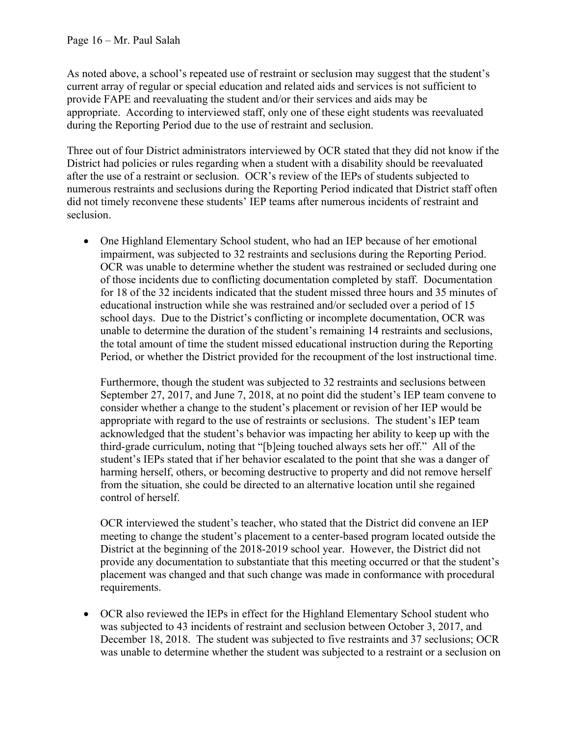As noted above, a school's repeated use of restraint or seclusion may suggest that the student's current array of regular or special education and related aids and services is not sufficient to provide FAPE and reevaluating the student and/or their services and aids may be appropriate. According to interviewed staff, only one of these eight students was reevaluated during the Reporting Period due to the use of restraint and seclusion.

Three out of four District administrators interviewed by OCR stated that they did not know if the District had policies or rules regarding when a student with a disability should be reevaluated after the use of a restraint or seclusion. OCR's review of the IEPs of students subjected to numerous restraints and seclusions during the Reporting Period indicated that District staff often did not timely reconvene these students' IEP teams after numerous incidents of restraint and seclusion.

- One Highland Elementary School student, who had an IEP because of her emotional impairment, was subjected to 32 restraints and seclusions during the Reporting Period. OCR was unable to determine whether the student was restrained or secluded during one of those incidents due to conflicting documentation completed by staff. Documentation for 18 of the 32 incidents indicated that the student missed three hours and 35 minutes of educational instruction while she was restrained and/or secluded over a period of 15 school days. Due to the District's conflicting or incomplete documentation, OCR was unable to determine the duration of the student's remaining 14 restraints and seclusions, the total amount of time the student missed educational instruction during the Reporting Period, or whether the District provided for the recoupment of the lost instructional time.

  Furthermore, though the student was subjected to 32 restraints and seclusions between September 27, 2017, and June 7, 2018, at no point did the student's IEP team convene to consider whether a change to the student's placement or revision of her IEP would be appropriate with regard to the use of restraints or seclusions. The student's IEP team acknowledged that the student's behavior was impacting her ability to keep up with the third-grade curriculum, noting that "[b]eing touched always sets her off." All of the student's IEPs stated that if her behavior escalated to the point that she was a danger of harming herself, others, or becoming destructive to property and did not remove herself from the situation, she could be directed to an alternative location until she regained control of herself.

  OCR interviewed the student's teacher, who stated that the District did convene an IEP meeting to change the student's placement to a center-based program located outside the District at the beginning of the 2018-2019 school year. However, the District did not provide any documentation to substantiate that this meeting occurred or that the student's placement was changed and that such change was made in conformance with procedural requirements.

- OCR also reviewed the IEPs in effect for the Highland Elementary School student who was subjected to 43 incidents of restraint and seclusion between October 3, 2017, and December 18, 2018. The student was subjected to five restraints and 37 seclusions; OCR was unable to determine whether the student was subjected to a restraint or a seclusion on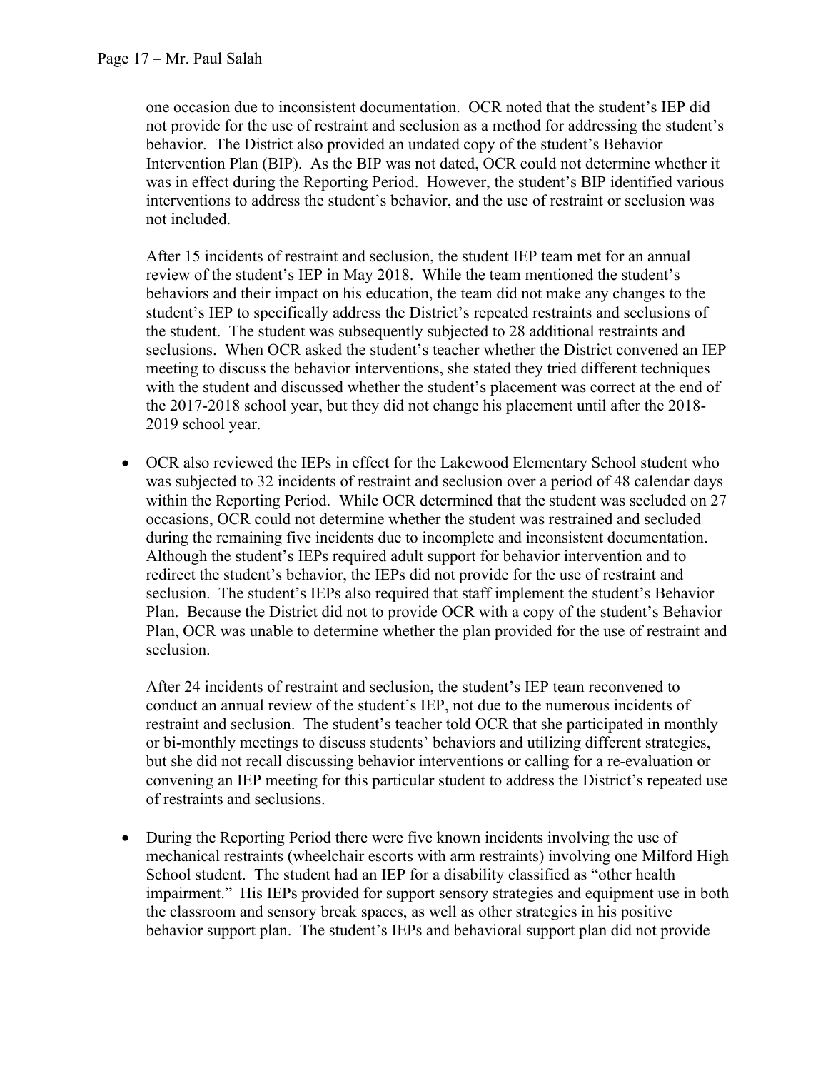one occasion due to inconsistent documentation. OCR noted that the student's IEP did not provide for the use of restraint and seclusion as a method for addressing the student's behavior. The District also provided an undated copy of the student's Behavior Intervention Plan (BIP). As the BIP was not dated, OCR could not determine whether it was in effect during the Reporting Period. However, the student's BIP identified various interventions to address the student's behavior, and the use of restraint or seclusion was not included.

After 15 incidents of restraint and seclusion, the student IEP team met for an annual review of the student's IEP in May 2018. While the team mentioned the student's behaviors and their impact on his education, the team did not make any changes to the student's IEP to specifically address the District's repeated restraints and seclusions of the student. The student was subsequently subjected to 28 additional restraints and seclusions. When OCR asked the student's teacher whether the District convened an IEP meeting to discuss the behavior interventions, she stated they tried different techniques with the student and discussed whether the student's placement was correct at the end of the 2017-2018 school year, but they did not change his placement until after the 2018-2019 school year.

- OCR also reviewed the IEPs in effect for the Lakewood Elementary School student who was subjected to 32 incidents of restraint and seclusion over a period of 48 calendar days within the Reporting Period. While OCR determined that the student was secluded on 27 occasions, OCR could not determine whether the student was restrained and secluded during the remaining five incidents due to incomplete and inconsistent documentation. Although the student's IEPs required adult support for behavior intervention and to redirect the student's behavior, the IEPs did not provide for the use of restraint and seclusion. The student's IEPs also required that staff implement the student's Behavior Plan. Because the District did not to provide OCR with a copy of the student's Behavior Plan, OCR was unable to determine whether the plan provided for the use of restraint and seclusion.

  After 24 incidents of restraint and seclusion, the student's IEP team reconvened to conduct an annual review of the student's IEP, not due to the numerous incidents of restraint and seclusion. The student's teacher told OCR that she participated in monthly or bi-monthly meetings to discuss students' behaviors and utilizing different strategies, but she did not recall discussing behavior interventions or calling for a re-evaluation or convening an IEP meeting for this particular student to address the District's repeated use of restraints and seclusions.

- During the Reporting Period there were five known incidents involving the use of mechanical restraints (wheelchair escorts with arm restraints) involving one Milford High School student. The student had an IEP for a disability classified as "other health impairment." His IEPs provided for support sensory strategies and equipment use in both the classroom and sensory break spaces, as well as other strategies in his positive behavior support plan. The student's IEPs and behavioral support plan did not provide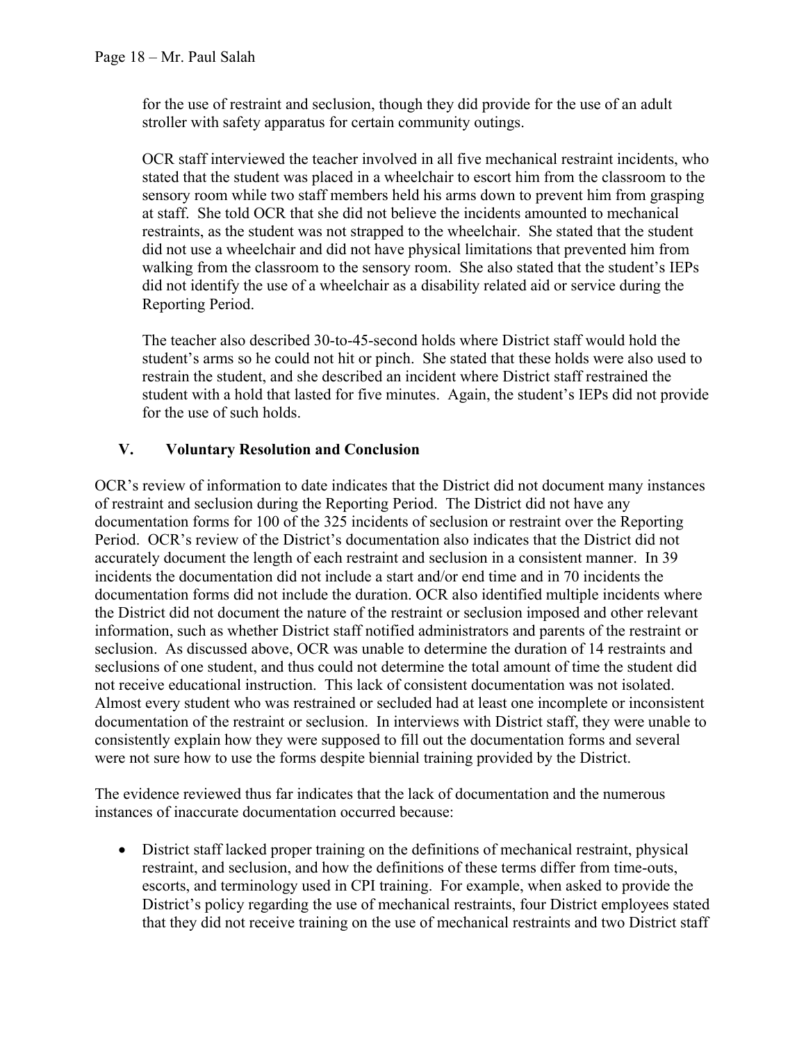for the use of restraint and seclusion, though they did provide for the use of an adult stroller with safety apparatus for certain community outings.

OCR staff interviewed the teacher involved in all five mechanical restraint incidents, who stated that the student was placed in a wheelchair to escort him from the classroom to the sensory room while two staff members held his arms down to prevent him from grasping at staff. She told OCR that she did not believe the incidents amounted to mechanical restraints, as the student was not strapped to the wheelchair. She stated that the student did not use a wheelchair and did not have physical limitations that prevented him from walking from the classroom to the sensory room. She also stated that the student's IEPs did not identify the use of a wheelchair as a disability related aid or service during the Reporting Period.

The teacher also described 30-to-45-second holds where District staff would hold the student's arms so he could not hit or pinch. She stated that these holds were also used to restrain the student, and she described an incident where District staff restrained the student with a hold that lasted for five minutes. Again, the student's IEPs did not provide for the use of such holds.

## V. Voluntary Resolution and Conclusion

OCR's review of information to date indicates that the District did not document many instances of restraint and seclusion during the Reporting Period. The District did not have any documentation forms for 100 of the 325 incidents of seclusion or restraint over the Reporting Period. OCR's review of the District's documentation also indicates that the District did not accurately document the length of each restraint and seclusion in a consistent manner. In 39 incidents the documentation did not include a start and/or end time and in 70 incidents the documentation forms did not include the duration. OCR also identified multiple incidents where the District did not document the nature of the restraint or seclusion imposed and other relevant information, such as whether District staff notified administrators and parents of the restraint or seclusion. As discussed above, OCR was unable to determine the duration of 14 restraints and seclusions of one student, and thus could not determine the total amount of time the student did not receive educational instruction. This lack of consistent documentation was not isolated. Almost every student who was restrained or secluded had at least one incomplete or inconsistent documentation of the restraint or seclusion. In interviews with District staff, they were unable to consistently explain how they were supposed to fill out the documentation forms and several were not sure how to use the forms despite biennial training provided by the District.

The evidence reviewed thus far indicates that the lack of documentation and the numerous instances of inaccurate documentation occurred because:

- District staff lacked proper training on the definitions of mechanical restraint, physical restraint, and seclusion, and how the definitions of these terms differ from time-outs, escorts, and terminology used in CPI training. For example, when asked to provide the District's policy regarding the use of mechanical restraints, four District employees stated that they did not receive training on the use of mechanical restraints and two District staff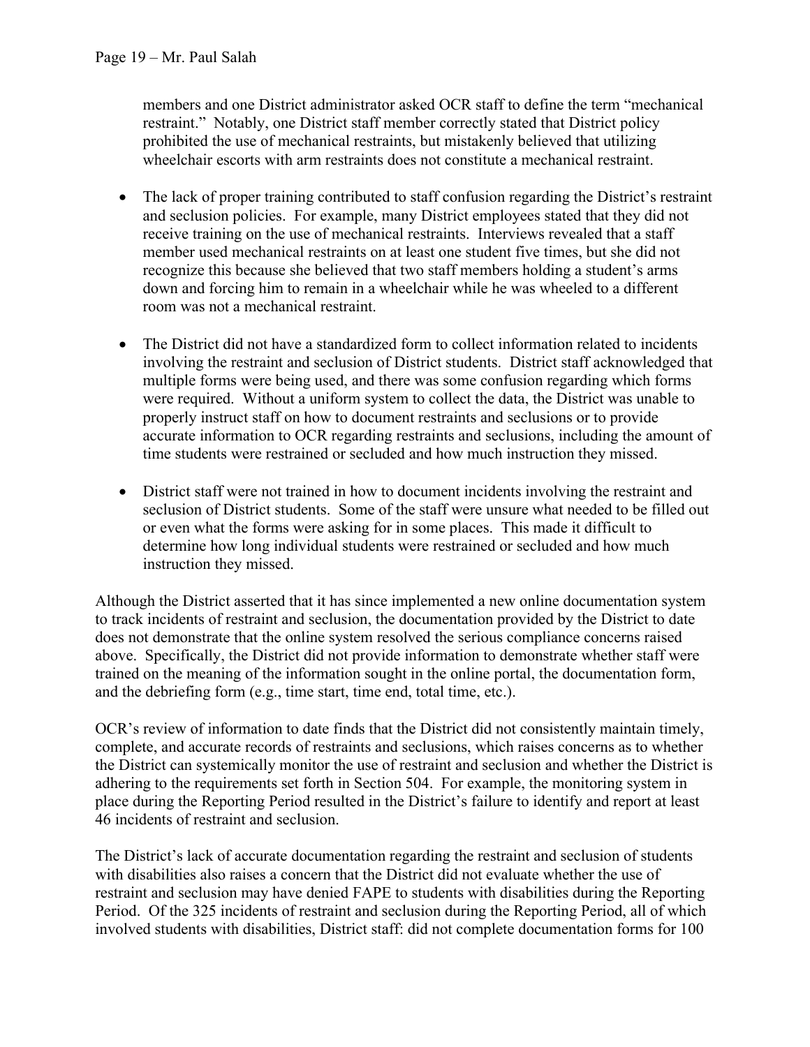members and one District administrator asked OCR staff to define the term "mechanical restraint." Notably, one District staff member correctly stated that District policy prohibited the use of mechanical restraints, but mistakenly believed that utilizing wheelchair escorts with arm restraints does not constitute a mechanical restraint.

- The lack of proper training contributed to staff confusion regarding the District's restraint and seclusion policies. For example, many District employees stated that they did not receive training on the use of mechanical restraints. Interviews revealed that a staff member used mechanical restraints on at least one student five times, but she did not recognize this because she believed that two staff members holding a student's arms down and forcing him to remain in a wheelchair while he was wheeled to a different room was not a mechanical restraint.

- The District did not have a standardized form to collect information related to incidents involving the restraint and seclusion of District students. District staff acknowledged that multiple forms were being used, and there was some confusion regarding which forms were required. Without a uniform system to collect the data, the District was unable to properly instruct staff on how to document restraints and seclusions or to provide accurate information to OCR regarding restraints and seclusions, including the amount of time students were restrained or secluded and how much instruction they missed.

- District staff were not trained in how to document incidents involving the restraint and seclusion of District students. Some of the staff were unsure what needed to be filled out or even what the forms were asking for in some places. This made it difficult to determine how long individual students were restrained or secluded and how much instruction they missed.

Although the District asserted that it has since implemented a new online documentation system to track incidents of restraint and seclusion, the documentation provided by the District to date does not demonstrate that the online system resolved the serious compliance concerns raised above. Specifically, the District did not provide information to demonstrate whether staff were trained on the meaning of the information sought in the online portal, the documentation form, and the debriefing form (e.g., time start, time end, total time, etc.).

OCR's review of information to date finds that the District did not consistently maintain timely, complete, and accurate records of restraints and seclusions, which raises concerns as to whether the District can systemically monitor the use of restraint and seclusion and whether the District is adhering to the requirements set forth in Section 504. For example, the monitoring system in place during the Reporting Period resulted in the District's failure to identify and report at least 46 incidents of restraint and seclusion.

The District's lack of accurate documentation regarding the restraint and seclusion of students with disabilities also raises a concern that the District did not evaluate whether the use of restraint and seclusion may have denied FAPE to students with disabilities during the Reporting Period. Of the 325 incidents of restraint and seclusion during the Reporting Period, all of which involved students with disabilities, District staff: did not complete documentation forms for 100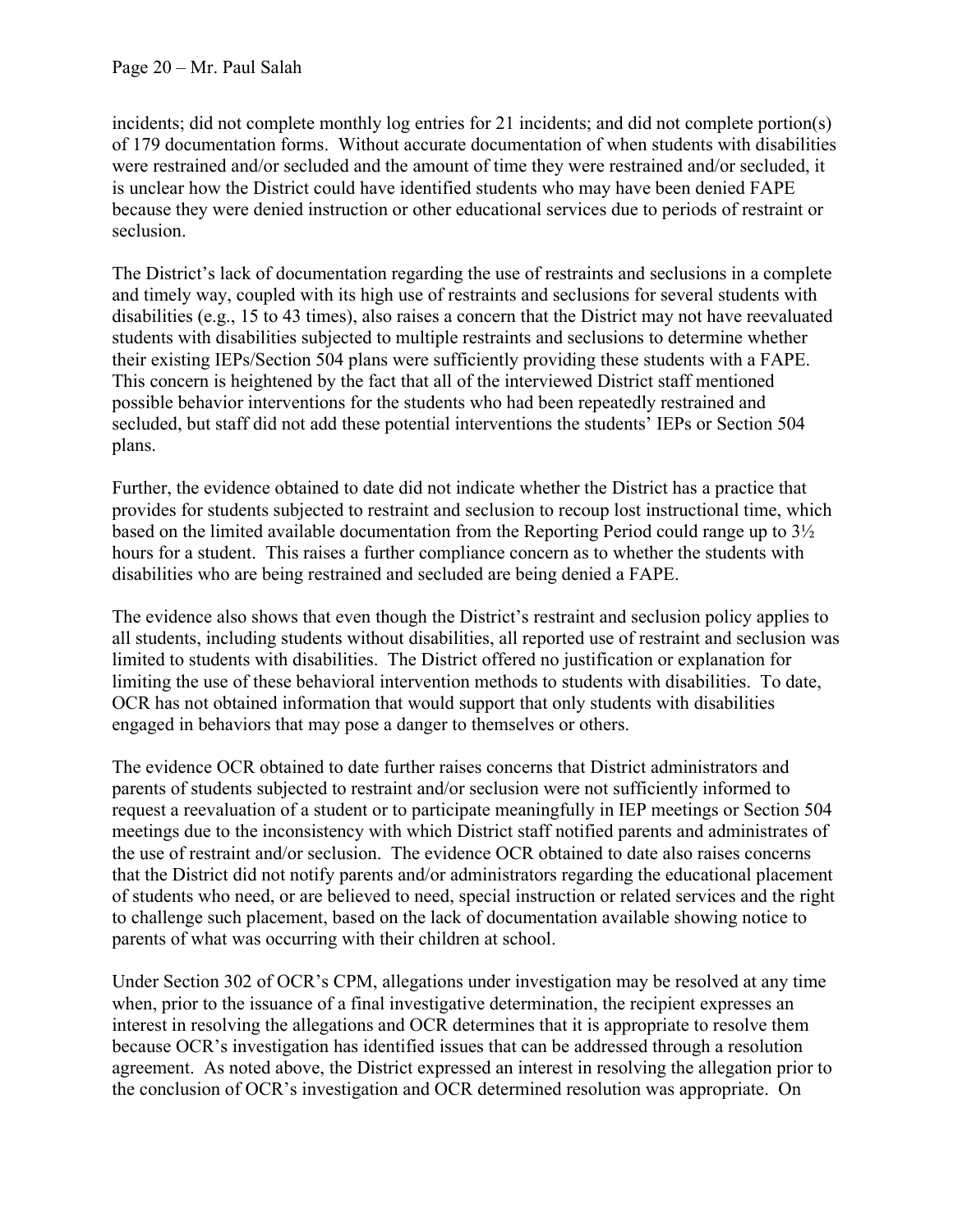incidents; did not complete monthly log entries for 21 incidents; and did not complete portion(s) of 179 documentation forms. Without accurate documentation of when students with disabilities were restrained and/or secluded and the amount of time they were restrained and/or secluded, it is unclear how the District could have identified students who may have been denied FAPE because they were denied instruction or other educational services due to periods of restraint or seclusion.

The District's lack of documentation regarding the use of restraints and seclusions in a complete and timely way, coupled with its high use of restraints and seclusions for several students with disabilities (e.g., 15 to 43 times), also raises a concern that the District may not have reevaluated students with disabilities subjected to multiple restraints and seclusions to determine whether their existing IEPs/Section 504 plans were sufficiently providing these students with a FAPE. This concern is heightened by the fact that all of the interviewed District staff mentioned possible behavior interventions for the students who had been repeatedly restrained and secluded, but staff did not add these potential interventions the students' IEPs or Section 504 plans.

Further, the evidence obtained to date did not indicate whether the District has a practice that provides for students subjected to restraint and seclusion to recoup lost instructional time, which based on the limited available documentation from the Reporting Period could range up to 3½ hours for a student. This raises a further compliance concern as to whether the students with disabilities who are being restrained and secluded are being denied a FAPE.

The evidence also shows that even though the District's restraint and seclusion policy applies to all students, including students without disabilities, all reported use of restraint and seclusion was limited to students with disabilities. The District offered no justification or explanation for limiting the use of these behavioral intervention methods to students with disabilities. To date, OCR has not obtained information that would support that only students with disabilities engaged in behaviors that may pose a danger to themselves or others.

The evidence OCR obtained to date further raises concerns that District administrators and parents of students subjected to restraint and/or seclusion were not sufficiently informed to request a reevaluation of a student or to participate meaningfully in IEP meetings or Section 504 meetings due to the inconsistency with which District staff notified parents and administrates of the use of restraint and/or seclusion. The evidence OCR obtained to date also raises concerns that the District did not notify parents and/or administrators regarding the educational placement of students who need, or are believed to need, special instruction or related services and the right to challenge such placement, based on the lack of documentation available showing notice to parents of what was occurring with their children at school.

Under Section 302 of OCR's CPM, allegations under investigation may be resolved at any time when, prior to the issuance of a final investigative determination, the recipient expresses an interest in resolving the allegations and OCR determines that it is appropriate to resolve them because OCR's investigation has identified issues that can be addressed through a resolution agreement. As noted above, the District expressed an interest in resolving the allegation prior to the conclusion of OCR's investigation and OCR determined resolution was appropriate. On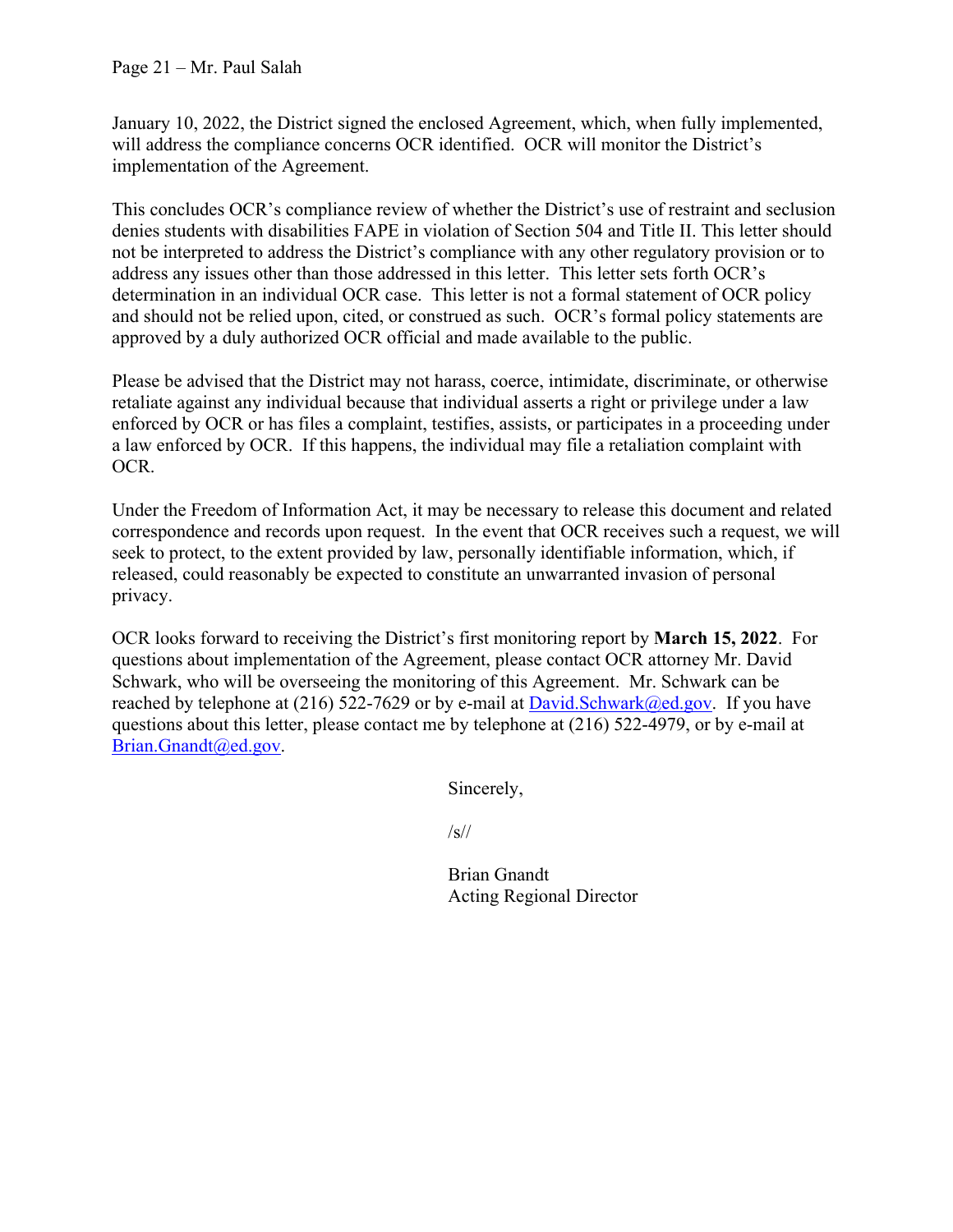January 10, 2022, the District signed the enclosed Agreement, which, when fully implemented, will address the compliance concerns OCR identified. OCR will monitor the District's implementation of the Agreement.

This concludes OCR's compliance review of whether the District's use of restraint and seclusion denies students with disabilities FAPE in violation of Section 504 and Title II. This letter should not be interpreted to address the District's compliance with any other regulatory provision or to address any issues other than those addressed in this letter. This letter sets forth OCR's determination in an individual OCR case. This letter is not a formal statement of OCR policy and should not be relied upon, cited, or construed as such. OCR's formal policy statements are approved by a duly authorized OCR official and made available to the public.

Please be advised that the District may not harass, coerce, intimidate, discriminate, or otherwise retaliate against any individual because that individual asserts a right or privilege under a law enforced by OCR or has files a complaint, testifies, assists, or participates in a proceeding under a law enforced by OCR. If this happens, the individual may file a retaliation complaint with OCR.

Under the Freedom of Information Act, it may be necessary to release this document and related correspondence and records upon request. In the event that OCR receives such a request, we will seek to protect, to the extent provided by law, personally identifiable information, which, if released, could reasonably be expected to constitute an unwarranted invasion of personal privacy.

OCR looks forward to receiving the District's first monitoring report by **March 15, 2022**. For questions about implementation of the Agreement, please contact OCR attorney Mr. David Schwark, who will be overseeing the monitoring of this Agreement. Mr. Schwark can be reached by telephone at (216) 522-7629 or by e-mail at David.Schwark@ed.gov. If you have questions about this letter, please contact me by telephone at (216) 522-4979, or by e-mail at Brian.Gnandt@ed.gov.

Sincerely,

/s//

Brian Gnandt
Acting Regional Director